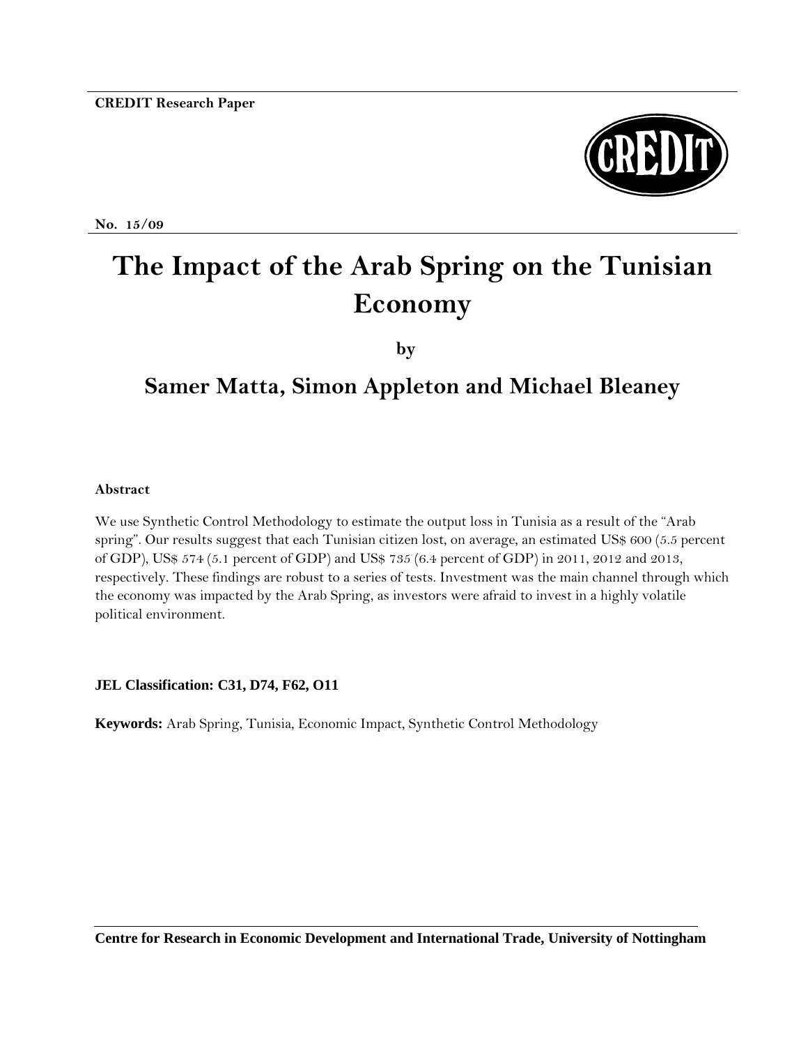**CREDIT Research Paper**

**No. 15/09**

# The Impact of the Arab Spring on the Tunisian Economy

**by**

## Samer Matta, Simon Appleton and Michael Bleaney

**Abstract**

We use Synthetic Control Methodology to estimate the output loss in Tunisia as a result of the "Arab spring". Our results suggest that each Tunisian citizen lost, on average, an estimated US$ 600 (5.5 percent of GDP), US$ 574 (5.1 percent of GDP) and US$ 735 (6.4 percent of GDP) in 2011, 2012 and 2013, respectively. These findings are robust to a series of tests. Investment was the main channel through which the economy was impacted by the Arab Spring, as investors were afraid to invest in a highly volatile political environment.

**JEL Classification: C31, D74, F62, O11**

**Keywords:** Arab Spring, Tunisia, Economic Impact, Synthetic Control Methodology

**Centre for Research in Economic Development and International Trade, University of Nottingham**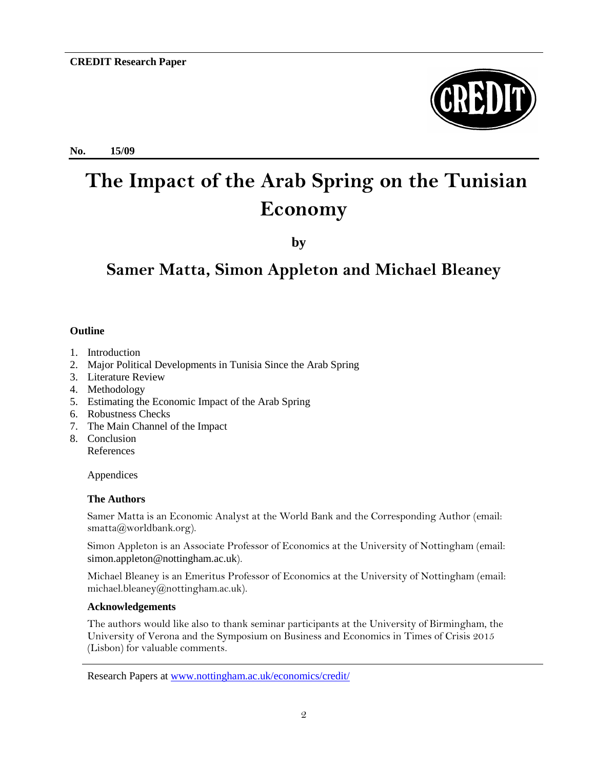**CREDIT Research Paper**

**No. 15/09**

# The Impact of the Arab Spring on the Tunisian Economy

**by**

## Samer Matta, Simon Appleton and Michael Bleaney

**Outline**

1. Introduction
2. Major Political Developments in Tunisia Since the Arab Spring
3. Literature Review
4. Methodology
5. Estimating the Economic Impact of the Arab Spring
6. Robustness Checks
7. The Main Channel of the Impact
8. Conclusion

References

Appendices

**The Authors**

Samer Matta is an Economic Analyst at the World Bank and the Corresponding Author (email: smatta@worldbank.org).

Simon Appleton is an Associate Professor of Economics at the University of Nottingham (email: simon.appleton@nottingham.ac.uk).

Michael Bleaney is an Emeritus Professor of Economics at the University of Nottingham (email: michael.bleaney@nottingham.ac.uk).

**Acknowledgements**

The authors would like also to thank seminar participants at the University of Birmingham, the University of Verona and the Symposium on Business and Economics in Times of Crisis 2015 (Lisbon) for valuable comments.

Research Papers at www.nottingham.ac.uk/economics/credit/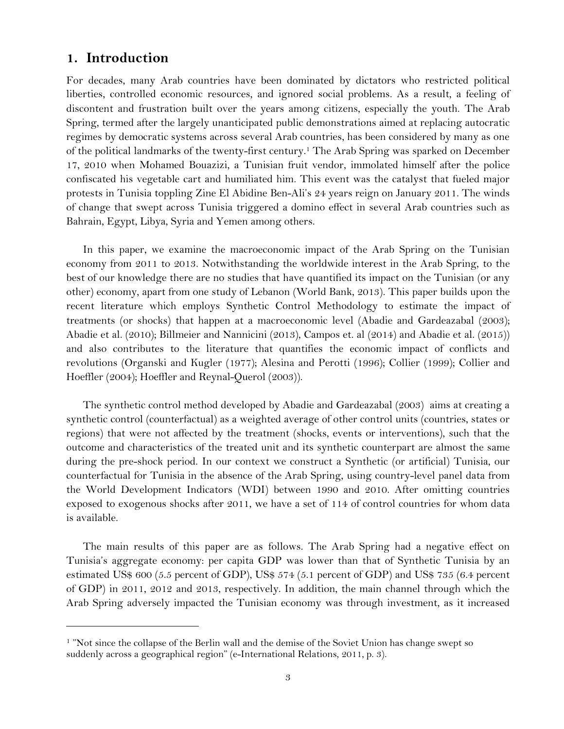## 1. Introduction

For decades, many Arab countries have been dominated by dictators who restricted political liberties, controlled economic resources, and ignored social problems. As a result, a feeling of discontent and frustration built over the years among citizens, especially the youth. The Arab Spring, termed after the largely unanticipated public demonstrations aimed at replacing autocratic regimes by democratic systems across several Arab countries, has been considered by many as one of the political landmarks of the twenty-first century.[1] The Arab Spring was sparked on December 17, 2010 when Mohamed Bouazizi, a Tunisian fruit vendor, immolated himself after the police confiscated his vegetable cart and humiliated him. This event was the catalyst that fueled major protests in Tunisia toppling Zine El Abidine Ben-Ali's 24 years reign on January 2011. The winds of change that swept across Tunisia triggered a domino effect in several Arab countries such as Bahrain, Egypt, Libya, Syria and Yemen among others.

In this paper, we examine the macroeconomic impact of the Arab Spring on the Tunisian economy from 2011 to 2013. Notwithstanding the worldwide interest in the Arab Spring, to the best of our knowledge there are no studies that have quantified its impact on the Tunisian (or any other) economy, apart from one study of Lebanon (World Bank, 2013). This paper builds upon the recent literature which employs Synthetic Control Methodology to estimate the impact of treatments (or shocks) that happen at a macroeconomic level (Abadie and Gardeazabal (2003); Abadie et al. (2010); Billmeier and Nannicini (2013), Campos et. al (2014) and Abadie et al. (2015)) and also contributes to the literature that quantifies the economic impact of conflicts and revolutions (Organski and Kugler (1977); Alesina and Perotti (1996); Collier (1999); Collier and Hoeffler (2004); Hoeffler and Reynal-Querol (2003)).

The synthetic control method developed by Abadie and Gardeazabal (2003) aims at creating a synthetic control (counterfactual) as a weighted average of other control units (countries, states or regions) that were not affected by the treatment (shocks, events or interventions), such that the outcome and characteristics of the treated unit and its synthetic counterpart are almost the same during the pre-shock period. In our context we construct a Synthetic (or artificial) Tunisia, our counterfactual for Tunisia in the absence of the Arab Spring, using country-level panel data from the World Development Indicators (WDI) between 1990 and 2010. After omitting countries exposed to exogenous shocks after 2011, we have a set of 114 of control countries for whom data is available.

The main results of this paper are as follows. The Arab Spring had a negative effect on Tunisia's aggregate economy: per capita GDP was lower than that of Synthetic Tunisia by an estimated US$ 600 (5.5 percent of GDP), US$ 574 (5.1 percent of GDP) and US$ 735 (6.4 percent of GDP) in 2011, 2012 and 2013, respectively. In addition, the main channel through which the Arab Spring adversely impacted the Tunisian economy was through investment, as it increased

[1] "Not since the collapse of the Berlin wall and the demise of the Soviet Union has change swept so suddenly across a geographical region" (e-International Relations, 2011, p. 3).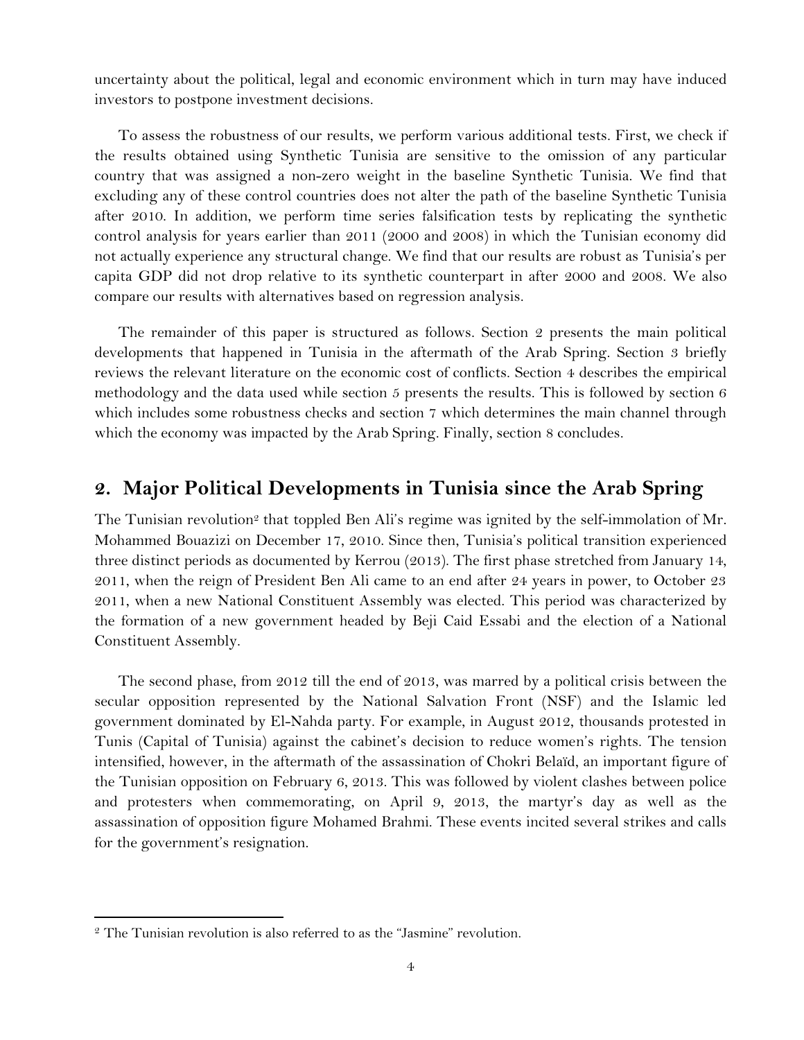uncertainty about the political, legal and economic environment which in turn may have induced investors to postpone investment decisions.

To assess the robustness of our results, we perform various additional tests. First, we check if the results obtained using Synthetic Tunisia are sensitive to the omission of any particular country that was assigned a non-zero weight in the baseline Synthetic Tunisia. We find that excluding any of these control countries does not alter the path of the baseline Synthetic Tunisia after 2010. In addition, we perform time series falsification tests by replicating the synthetic control analysis for years earlier than 2011 (2000 and 2008) in which the Tunisian economy did not actually experience any structural change. We find that our results are robust as Tunisia's per capita GDP did not drop relative to its synthetic counterpart in after 2000 and 2008. We also compare our results with alternatives based on regression analysis.

The remainder of this paper is structured as follows. Section 2 presents the main political developments that happened in Tunisia in the aftermath of the Arab Spring. Section 3 briefly reviews the relevant literature on the economic cost of conflicts. Section 4 describes the empirical methodology and the data used while section 5 presents the results. This is followed by section 6 which includes some robustness checks and section 7 which determines the main channel through which the economy was impacted by the Arab Spring. Finally, section 8 concludes.

## 2. Major Political Developments in Tunisia since the Arab Spring

The Tunisian revolution[2] that toppled Ben Ali's regime was ignited by the self-immolation of Mr. Mohammed Bouazizi on December 17, 2010. Since then, Tunisia's political transition experienced three distinct periods as documented by Kerrou (2013). The first phase stretched from January 14, 2011, when the reign of President Ben Ali came to an end after 24 years in power, to October 23 2011, when a new National Constituent Assembly was elected. This period was characterized by the formation of a new government headed by Beji Caid Essabi and the election of a National Constituent Assembly.

The second phase, from 2012 till the end of 2013, was marred by a political crisis between the secular opposition represented by the National Salvation Front (NSF) and the Islamic led government dominated by El-Nahda party. For example, in August 2012, thousands protested in Tunis (Capital of Tunisia) against the cabinet's decision to reduce women's rights. The tension intensified, however, in the aftermath of the assassination of Chokri Belaïd, an important figure of the Tunisian opposition on February 6, 2013. This was followed by violent clashes between police and protesters when commemorating, on April 9, 2013, the martyr's day as well as the assassination of opposition figure Mohamed Brahmi. These events incited several strikes and calls for the government's resignation.

[2] The Tunisian revolution is also referred to as the "Jasmine" revolution.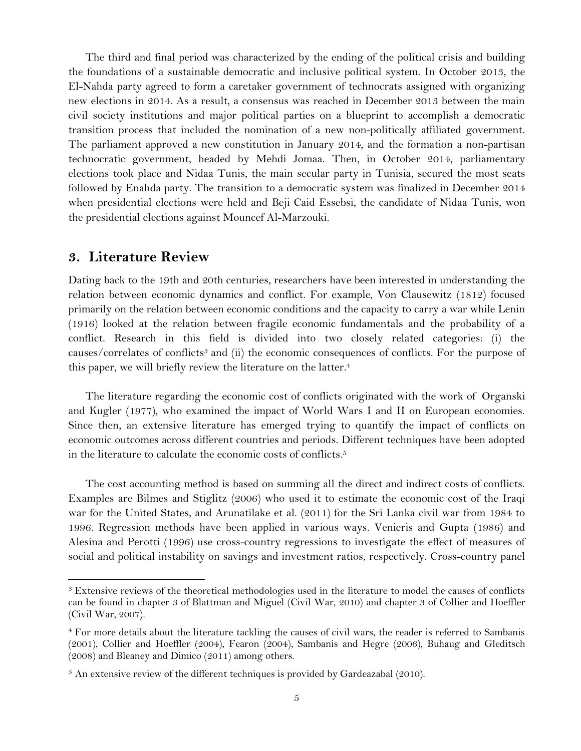The third and final period was characterized by the ending of the political crisis and building the foundations of a sustainable democratic and inclusive political system. In October 2013, the El-Nahda party agreed to form a caretaker government of technocrats assigned with organizing new elections in 2014. As a result, a consensus was reached in December 2013 between the main civil society institutions and major political parties on a blueprint to accomplish a democratic transition process that included the nomination of a new non-politically affiliated government. The parliament approved a new constitution in January 2014, and the formation a non-partisan technocratic government, headed by Mehdi Jomaa. Then, in October 2014, parliamentary elections took place and Nidaa Tunis, the main secular party in Tunisia, secured the most seats followed by Enahda party. The transition to a democratic system was finalized in December 2014 when presidential elections were held and Beji Caid Essebsi, the candidate of Nidaa Tunis, won the presidential elections against Mouncef Al-Marzouki.

## 3. Literature Review

Dating back to the 19th and 20th centuries, researchers have been interested in understanding the relation between economic dynamics and conflict. For example, Von Clausewitz (1812) focused primarily on the relation between economic conditions and the capacity to carry a war while Lenin (1916) looked at the relation between fragile economic fundamentals and the probability of a conflict. Research in this field is divided into two closely related categories: (i) the causes/correlates of conflicts[3] and (ii) the economic consequences of conflicts. For the purpose of this paper, we will briefly review the literature on the latter.[4]

The literature regarding the economic cost of conflicts originated with the work of Organski and Kugler (1977), who examined the impact of World Wars I and II on European economies. Since then, an extensive literature has emerged trying to quantify the impact of conflicts on economic outcomes across different countries and periods. Different techniques have been adopted in the literature to calculate the economic costs of conflicts.[5]

The cost accounting method is based on summing all the direct and indirect costs of conflicts. Examples are Bilmes and Stiglitz (2006) who used it to estimate the economic cost of the Iraqi war for the United States, and Arunatilake et al. (2011) for the Sri Lanka civil war from 1984 to 1996. Regression methods have been applied in various ways. Venieris and Gupta (1986) and Alesina and Perotti (1996) use cross-country regressions to investigate the effect of measures of social and political instability on savings and investment ratios, respectively. Cross-country panel

[3] Extensive reviews of the theoretical methodologies used in the literature to model the causes of conflicts can be found in chapter 3 of Blattman and Miguel (Civil War, 2010) and chapter 3 of Collier and Hoeffler (Civil War, 2007).

[4] For more details about the literature tackling the causes of civil wars, the reader is referred to Sambanis (2001), Collier and Hoeffler (2004), Fearon (2004), Sambanis and Hegre (2006), Buhaug and Gleditsch (2008) and Bleaney and Dimico (2011) among others.

[5] An extensive review of the different techniques is provided by Gardeazabal (2010).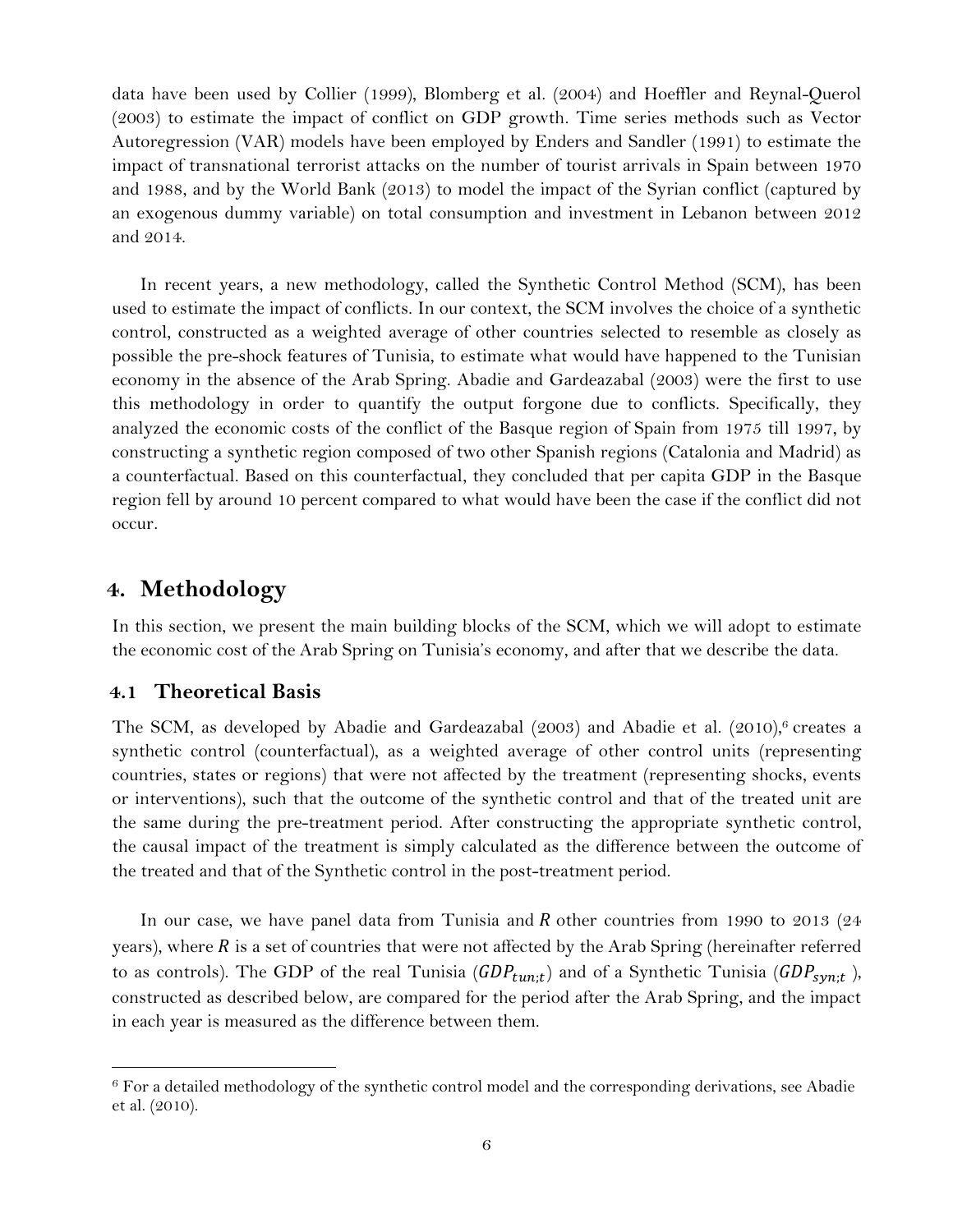data have been used by Collier (1999), Blomberg et al. (2004) and Hoeffler and Reynal-Querol (2003) to estimate the impact of conflict on GDP growth. Time series methods such as Vector Autoregression (VAR) models have been employed by Enders and Sandler (1991) to estimate the impact of transnational terrorist attacks on the number of tourist arrivals in Spain between 1970 and 1988, and by the World Bank (2013) to model the impact of the Syrian conflict (captured by an exogenous dummy variable) on total consumption and investment in Lebanon between 2012 and 2014.

In recent years, a new methodology, called the Synthetic Control Method (SCM), has been used to estimate the impact of conflicts. In our context, the SCM involves the choice of a synthetic control, constructed as a weighted average of other countries selected to resemble as closely as possible the pre-shock features of Tunisia, to estimate what would have happened to the Tunisian economy in the absence of the Arab Spring. Abadie and Gardeazabal (2003) were the first to use this methodology in order to quantify the output forgone due to conflicts. Specifically, they analyzed the economic costs of the conflict of the Basque region of Spain from 1975 till 1997, by constructing a synthetic region composed of two other Spanish regions (Catalonia and Madrid) as a counterfactual. Based on this counterfactual, they concluded that per capita GDP in the Basque region fell by around 10 percent compared to what would have been the case if the conflict did not occur.

# 4. Methodology

In this section, we present the main building blocks of the SCM, which we will adopt to estimate the economic cost of the Arab Spring on Tunisia's economy, and after that we describe the data.

## 4.1 Theoretical Basis

The SCM, as developed by Abadie and Gardeazabal (2003) and Abadie et al. (2010),[6] creates a synthetic control (counterfactual), as a weighted average of other control units (representing countries, states or regions) that were not affected by the treatment (representing shocks, events or interventions), such that the outcome of the synthetic control and that of the treated unit are the same during the pre-treatment period. After constructing the appropriate synthetic control, the causal impact of the treatment is simply calculated as the difference between the outcome of the treated and that of the Synthetic control in the post-treatment period.

In our case, we have panel data from Tunisia and $R$ other countries from 1990 to 2013 (24 years), where $R$ is a set of countries that were not affected by the Arab Spring (hereinafter referred to as controls). The GDP of the real Tunisia ($GDP_{tun;t}$) and of a Synthetic Tunisia ($GDP_{syn;t}$), constructed as described below, are compared for the period after the Arab Spring, and the impact in each year is measured as the difference between them.

[6] For a detailed methodology of the synthetic control model and the corresponding derivations, see Abadie et al. (2010).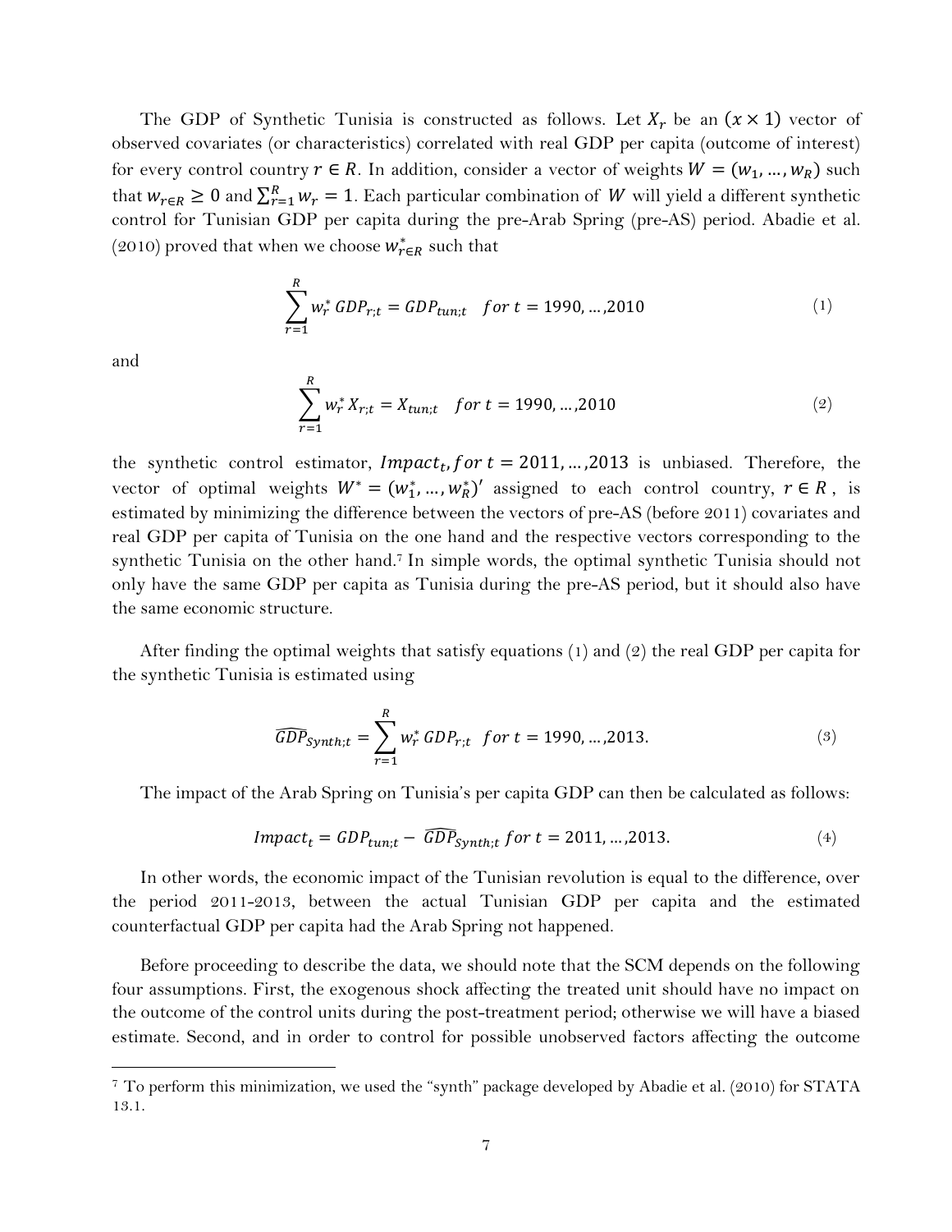The GDP of Synthetic Tunisia is constructed as follows. Let $X_r$ be an $(x \times 1)$ vector of observed covariates (or characteristics) correlated with real GDP per capita (outcome of interest) for every control country $r \in R$. In addition, consider a vector of weights $W = (w_1, \ldots, w_R)$ such that $w_{r \in R} \geq 0$ and $\sum_{r=1}^{R} w_r = 1$. Each particular combination of $W$ will yield a different synthetic control for Tunisian GDP per capita during the pre-Arab Spring (pre-AS) period. Abadie et al. (2010) proved that when we choose $w^*_{r \in R}$ such that

$$\sum_{r=1}^{R} w_r^* \, GDP_{r;t} = GDP_{tun;t} \quad for \; t = 1990, \ldots, 2010 \tag{1}$$

and

$$\sum_{r=1}^{R} w_r^* \, X_{r;t} = X_{tun;t} \quad for \; t = 1990, \ldots, 2010 \tag{2}$$

the synthetic control estimator, $Impact_t, for \; t = 2011, \ldots, 2013$ is unbiased. Therefore, the vector of optimal weights $W^* = (w_1^*, \ldots, w_R^*)'$ assigned to each control country, $r \in R$, is estimated by minimizing the difference between the vectors of pre-AS (before 2011) covariates and real GDP per capita of Tunisia on the one hand and the respective vectors corresponding to the synthetic Tunisia on the other hand.[7] In simple words, the optimal synthetic Tunisia should not only have the same GDP per capita as Tunisia during the pre-AS period, but it should also have the same economic structure.

After finding the optimal weights that satisfy equations (1) and (2) the real GDP per capita for the synthetic Tunisia is estimated using

$$\widehat{GDP}_{Synth;t} = \sum_{r=1}^{R} w_r^* \, GDP_{r;t} \quad for \; t = 1990, \ldots, 2013. \tag{3}$$

The impact of the Arab Spring on Tunisia's per capita GDP can then be calculated as follows:

$$Impact_t = GDP_{tun;t} - \widehat{GDP}_{Synth;t} \; for \; t = 2011, \ldots, 2013. \tag{4}$$

In other words, the economic impact of the Tunisian revolution is equal to the difference, over the period 2011-2013, between the actual Tunisian GDP per capita and the estimated counterfactual GDP per capita had the Arab Spring not happened.

Before proceeding to describe the data, we should note that the SCM depends on the following four assumptions. First, the exogenous shock affecting the treated unit should have no impact on the outcome of the control units during the post-treatment period; otherwise we will have a biased estimate. Second, and in order to control for possible unobserved factors affecting the outcome

---

[7] To perform this minimization, we used the "synth" package developed by Abadie et al. (2010) for STATA 13.1.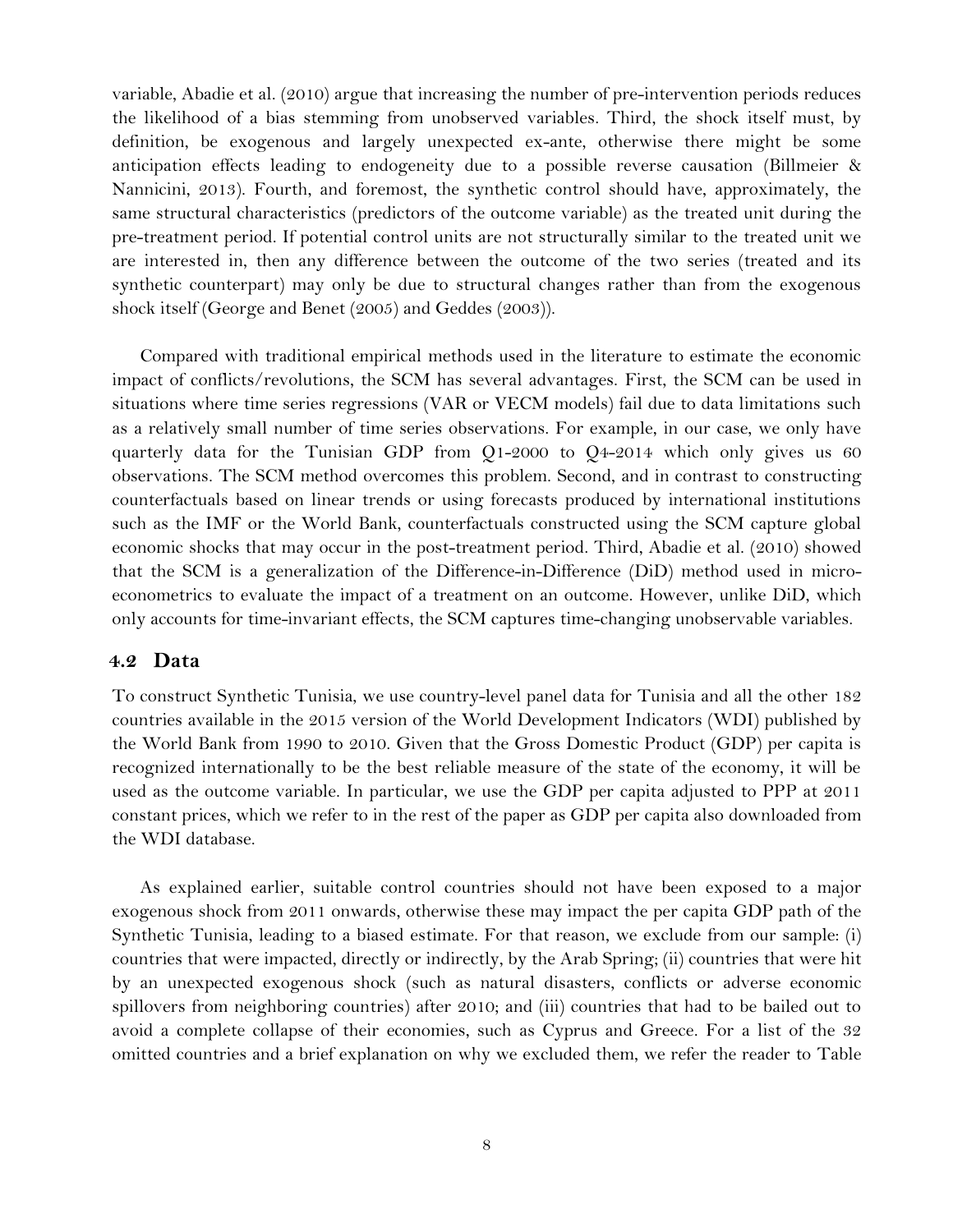variable, Abadie et al. (2010) argue that increasing the number of pre-intervention periods reduces the likelihood of a bias stemming from unobserved variables. Third, the shock itself must, by definition, be exogenous and largely unexpected ex-ante, otherwise there might be some anticipation effects leading to endogeneity due to a possible reverse causation (Billmeier & Nannicini, 2013). Fourth, and foremost, the synthetic control should have, approximately, the same structural characteristics (predictors of the outcome variable) as the treated unit during the pre-treatment period. If potential control units are not structurally similar to the treated unit we are interested in, then any difference between the outcome of the two series (treated and its synthetic counterpart) may only be due to structural changes rather than from the exogenous shock itself (George and Benet (2005) and Geddes (2003)).

Compared with traditional empirical methods used in the literature to estimate the economic impact of conflicts/revolutions, the SCM has several advantages. First, the SCM can be used in situations where time series regressions (VAR or VECM models) fail due to data limitations such as a relatively small number of time series observations. For example, in our case, we only have quarterly data for the Tunisian GDP from Q1-2000 to Q4-2014 which only gives us 60 observations. The SCM method overcomes this problem. Second, and in contrast to constructing counterfactuals based on linear trends or using forecasts produced by international institutions such as the IMF or the World Bank, counterfactuals constructed using the SCM capture global economic shocks that may occur in the post-treatment period. Third, Abadie et al. (2010) showed that the SCM is a generalization of the Difference-in-Difference (DiD) method used in micro-econometrics to evaluate the impact of a treatment on an outcome. However, unlike DiD, which only accounts for time-invariant effects, the SCM captures time-changing unobservable variables.

## 4.2 Data

To construct Synthetic Tunisia, we use country-level panel data for Tunisia and all the other 182 countries available in the 2015 version of the World Development Indicators (WDI) published by the World Bank from 1990 to 2010. Given that the Gross Domestic Product (GDP) per capita is recognized internationally to be the best reliable measure of the state of the economy, it will be used as the outcome variable. In particular, we use the GDP per capita adjusted to PPP at 2011 constant prices, which we refer to in the rest of the paper as GDP per capita also downloaded from the WDI database.

As explained earlier, suitable control countries should not have been exposed to a major exogenous shock from 2011 onwards, otherwise these may impact the per capita GDP path of the Synthetic Tunisia, leading to a biased estimate. For that reason, we exclude from our sample: (i) countries that were impacted, directly or indirectly, by the Arab Spring; (ii) countries that were hit by an unexpected exogenous shock (such as natural disasters, conflicts or adverse economic spillovers from neighboring countries) after 2010; and (iii) countries that had to be bailed out to avoid a complete collapse of their economies, such as Cyprus and Greece. For a list of the 32 omitted countries and a brief explanation on why we excluded them, we refer the reader to Table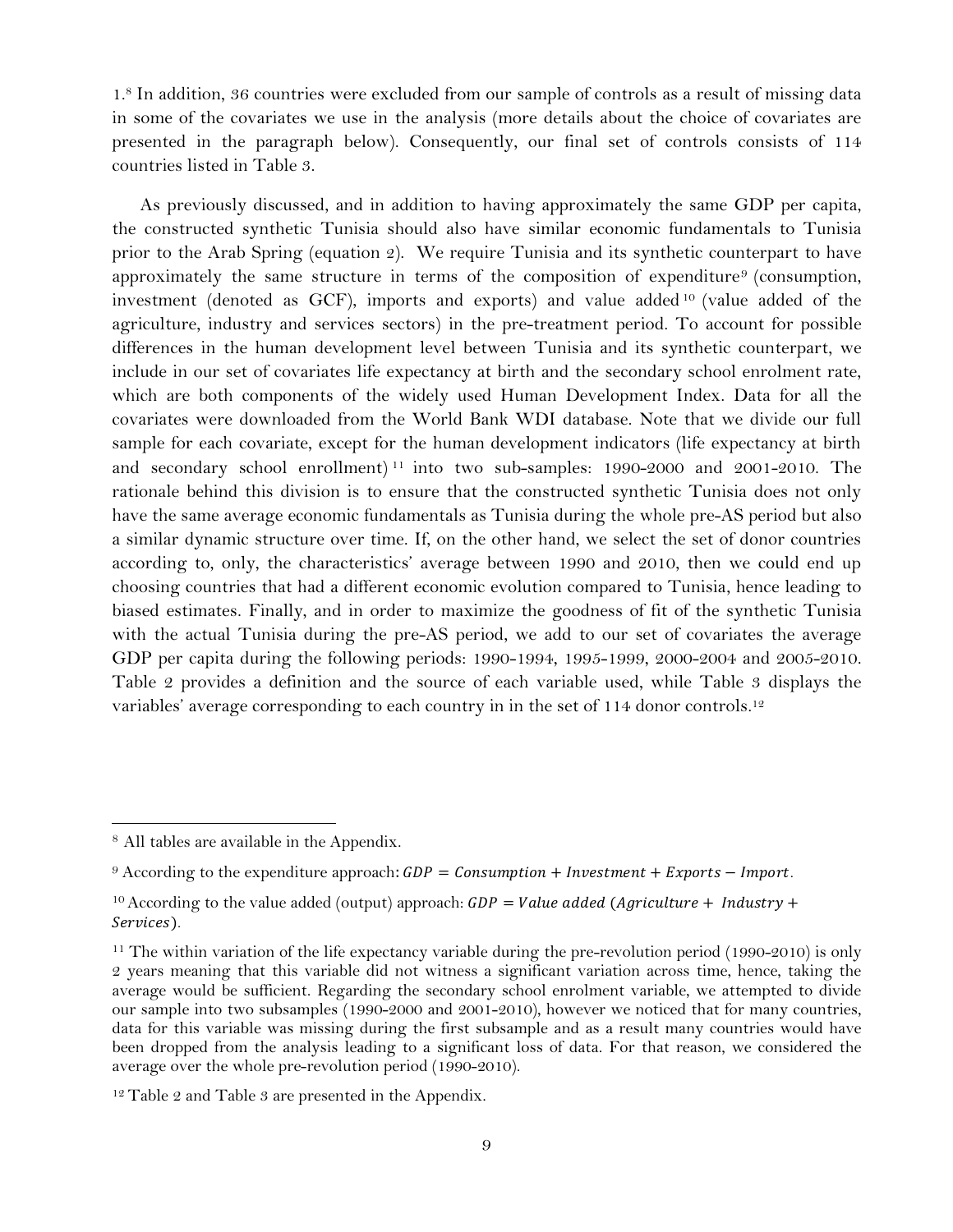1.[8] In addition, 36 countries were excluded from our sample of controls as a result of missing data in some of the covariates we use in the analysis (more details about the choice of covariates are presented in the paragraph below). Consequently, our final set of controls consists of 114 countries listed in Table 3.

As previously discussed, and in addition to having approximately the same GDP per capita, the constructed synthetic Tunisia should also have similar economic fundamentals to Tunisia prior to the Arab Spring (equation 2). We require Tunisia and its synthetic counterpart to have approximately the same structure in terms of the composition of expenditure[9] (consumption, investment (denoted as GCF), imports and exports) and value added[10] (value added of the agriculture, industry and services sectors) in the pre-treatment period. To account for possible differences in the human development level between Tunisia and its synthetic counterpart, we include in our set of covariates life expectancy at birth and the secondary school enrolment rate, which are both components of the widely used Human Development Index. Data for all the covariates were downloaded from the World Bank WDI database. Note that we divide our full sample for each covariate, except for the human development indicators (life expectancy at birth and secondary school enrollment)[11] into two sub-samples: 1990-2000 and 2001-2010. The rationale behind this division is to ensure that the constructed synthetic Tunisia does not only have the same average economic fundamentals as Tunisia during the whole pre-AS period but also a similar dynamic structure over time. If, on the other hand, we select the set of donor countries according to, only, the characteristics' average between 1990 and 2010, then we could end up choosing countries that had a different economic evolution compared to Tunisia, hence leading to biased estimates. Finally, and in order to maximize the goodness of fit of the synthetic Tunisia with the actual Tunisia during the pre-AS period, we add to our set of covariates the average GDP per capita during the following periods: 1990-1994, 1995-1999, 2000-2004 and 2005-2010. Table 2 provides a definition and the source of each variable used, while Table 3 displays the variables' average corresponding to each country in in the set of 114 donor controls.[12]

---

[8] All tables are available in the Appendix.

[9] According to the expenditure approach: $GDP = Consumption + Investment + Exports - Import$.

[10] According to the value added (output) approach: $GDP = Value\ added\ (Agriculture + Industry + Services)$.

[11] The within variation of the life expectancy variable during the pre-revolution period (1990-2010) is only 2 years meaning that this variable did not witness a significant variation across time, hence, taking the average would be sufficient. Regarding the secondary school enrolment variable, we attempted to divide our sample into two subsamples (1990-2000 and 2001-2010), however we noticed that for many countries, data for this variable was missing during the first subsample and as a result many countries would have been dropped from the analysis leading to a significant loss of data. For that reason, we considered the average over the whole pre-revolution period (1990-2010).

[12] Table 2 and Table 3 are presented in the Appendix.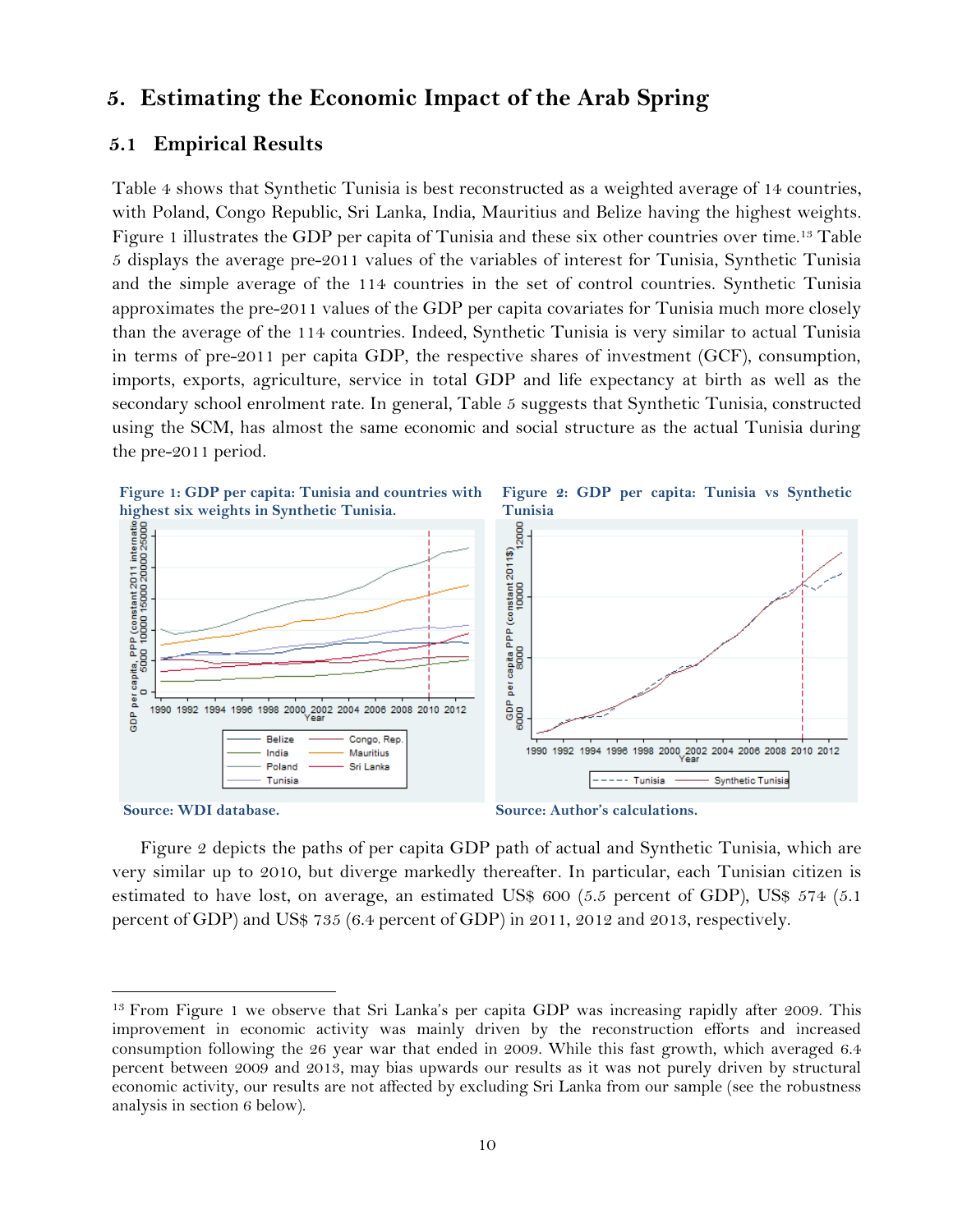## 5. Estimating the Economic Impact of the Arab Spring

### 5.1 Empirical Results

Table 4 shows that Synthetic Tunisia is best reconstructed as a weighted average of 14 countries, with Poland, Congo Republic, Sri Lanka, India, Mauritius and Belize having the highest weights. Figure 1 illustrates the GDP per capita of Tunisia and these six other countries over time.[13] Table 5 displays the average pre-2011 values of the variables of interest for Tunisia, Synthetic Tunisia and the simple average of the 114 countries in the set of control countries. Synthetic Tunisia approximates the pre-2011 values of the GDP per capita covariates for Tunisia much more closely than the average of the 114 countries. Indeed, Synthetic Tunisia is very similar to actual Tunisia in terms of pre-2011 per capita GDP, the respective shares of investment (GCF), consumption, imports, exports, agriculture, service in total GDP and life expectancy at birth as well as the secondary school enrolment rate. In general, Table 5 suggests that Synthetic Tunisia, constructed using the SCM, has almost the same economic and social structure as the actual Tunisia during the pre-2011 period.

**Figure 1: GDP per capita: Tunisia and countries with highest six weights in Synthetic Tunisia.**

Source: WDI database.

**Figure 2: GDP per capita: Tunisia vs Synthetic Tunisia**

Source: Author's calculations.

Figure 2 depicts the paths of per capita GDP path of actual and Synthetic Tunisia, which are very similar up to 2010, but diverge markedly thereafter. In particular, each Tunisian citizen is estimated to have lost, on average, an estimated US$ 600 (5.5 percent of GDP), US$ 574 (5.1 percent of GDP) and US$ 735 (6.4 percent of GDP) in 2011, 2012 and 2013, respectively.

---

[13] From Figure 1 we observe that Sri Lanka's per capita GDP was increasing rapidly after 2009. This improvement in economic activity was mainly driven by the reconstruction efforts and increased consumption following the 26 year war that ended in 2009. While this fast growth, which averaged 6.4 percent between 2009 and 2013, may bias upwards our results as it was not purely driven by structural economic activity, our results are not affected by excluding Sri Lanka from our sample (see the robustness analysis in section 6 below).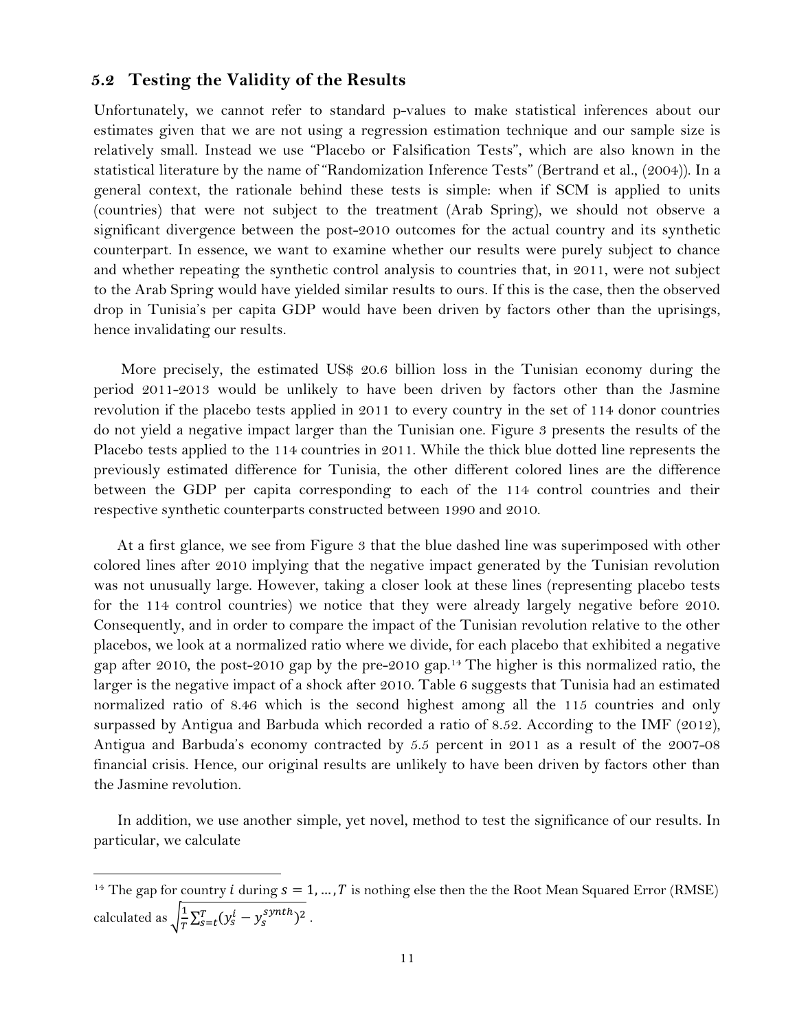## 5.2 Testing the Validity of the Results

Unfortunately, we cannot refer to standard p-values to make statistical inferences about our estimates given that we are not using a regression estimation technique and our sample size is relatively small. Instead we use "Placebo or Falsification Tests", which are also known in the statistical literature by the name of "Randomization Inference Tests" (Bertrand et al., (2004)). In a general context, the rationale behind these tests is simple: when if SCM is applied to units (countries) that were not subject to the treatment (Arab Spring), we should not observe a significant divergence between the post-2010 outcomes for the actual country and its synthetic counterpart. In essence, we want to examine whether our results were purely subject to chance and whether repeating the synthetic control analysis to countries that, in 2011, were not subject to the Arab Spring would have yielded similar results to ours. If this is the case, then the observed drop in Tunisia's per capita GDP would have been driven by factors other than the uprisings, hence invalidating our results.

More precisely, the estimated US$ 20.6 billion loss in the Tunisian economy during the period 2011-2013 would be unlikely to have been driven by factors other than the Jasmine revolution if the placebo tests applied in 2011 to every country in the set of 114 donor countries do not yield a negative impact larger than the Tunisian one. Figure 3 presents the results of the Placebo tests applied to the 114 countries in 2011. While the thick blue dotted line represents the previously estimated difference for Tunisia, the other different colored lines are the difference between the GDP per capita corresponding to each of the 114 control countries and their respective synthetic counterparts constructed between 1990 and 2010.

At a first glance, we see from Figure 3 that the blue dashed line was superimposed with other colored lines after 2010 implying that the negative impact generated by the Tunisian revolution was not unusually large. However, taking a closer look at these lines (representing placebo tests for the 114 control countries) we notice that they were already largely negative before 2010. Consequently, and in order to compare the impact of the Tunisian revolution relative to the other placebos, we look at a normalized ratio where we divide, for each placebo that exhibited a negative gap after 2010, the post-2010 gap by the pre-2010 gap.[14] The higher is this normalized ratio, the larger is the negative impact of a shock after 2010. Table 6 suggests that Tunisia had an estimated normalized ratio of 8.46 which is the second highest among all the 115 countries and only surpassed by Antigua and Barbuda which recorded a ratio of 8.52. According to the IMF (2012), Antigua and Barbuda's economy contracted by 5.5 percent in 2011 as a result of the 2007-08 financial crisis. Hence, our original results are unlikely to have been driven by factors other than the Jasmine revolution.

In addition, we use another simple, yet novel, method to test the significance of our results. In particular, we calculate

---

[14] The gap for country $i$ during $s = 1, \ldots, T$ is nothing else then the the Root Mean Squared Error (RMSE) calculated as $\sqrt{\frac{1}{T}\sum_{s=t}^{T}(y_s^i - y_s^{synth})^2}$ .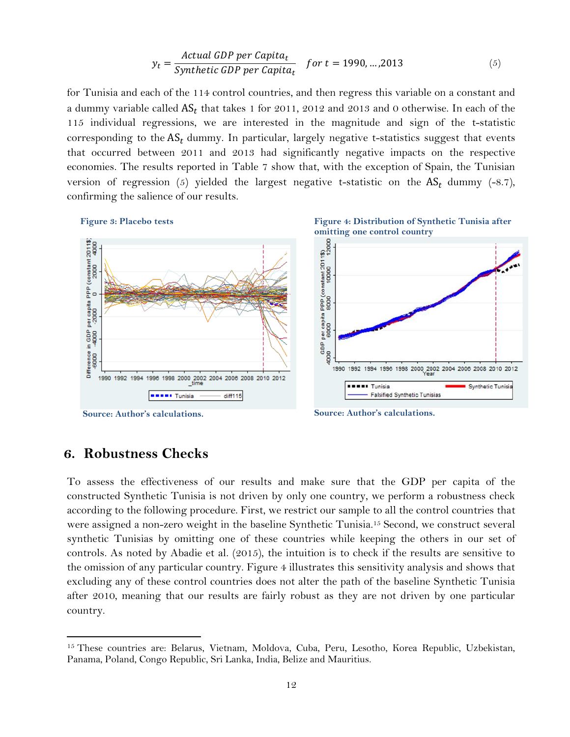$$y_t = \frac{Actual\ GDP\ per\ Capita_t}{Synthetic\ GDP\ per\ Capita_t} \quad for\ t = 1990, \ldots, 2013 \qquad (5)$$

for Tunisia and each of the 114 control countries, and then regress this variable on a constant and a dummy variable called $AS_t$ that takes 1 for 2011, 2012 and 2013 and 0 otherwise. In each of the 115 individual regressions, we are interested in the magnitude and sign of the t-statistic corresponding to the $AS_t$ dummy. In particular, largely negative t-statistics suggest that events that occurred between 2011 and 2013 had significantly negative impacts on the respective economies. The results reported in Table 7 show that, with the exception of Spain, the Tunisian version of regression (5) yielded the largest negative t-statistic on the $AS_t$ dummy (-8.7), confirming the salience of our results.

**Figure 3: Placebo tests**

Source: Author's calculations.

**Figure 4: Distribution of Synthetic Tunisia after omitting one control country**

Source: Author's calculations.

## 6. Robustness Checks

To assess the effectiveness of our results and make sure that the GDP per capita of the constructed Synthetic Tunisia is not driven by only one country, we perform a robustness check according to the following procedure. First, we restrict our sample to all the control countries that were assigned a non-zero weight in the baseline Synthetic Tunisia.[15] Second, we construct several synthetic Tunisias by omitting one of these countries while keeping the others in our set of controls. As noted by Abadie et al. (2015), the intuition is to check if the results are sensitive to the omission of any particular country. Figure 4 illustrates this sensitivity analysis and shows that excluding any of these control countries does not alter the path of the baseline Synthetic Tunisia after 2010, meaning that our results are fairly robust as they are not driven by one particular country.

[15] These countries are: Belarus, Vietnam, Moldova, Cuba, Peru, Lesotho, Korea Republic, Uzbekistan, Panama, Poland, Congo Republic, Sri Lanka, India, Belize and Mauritius.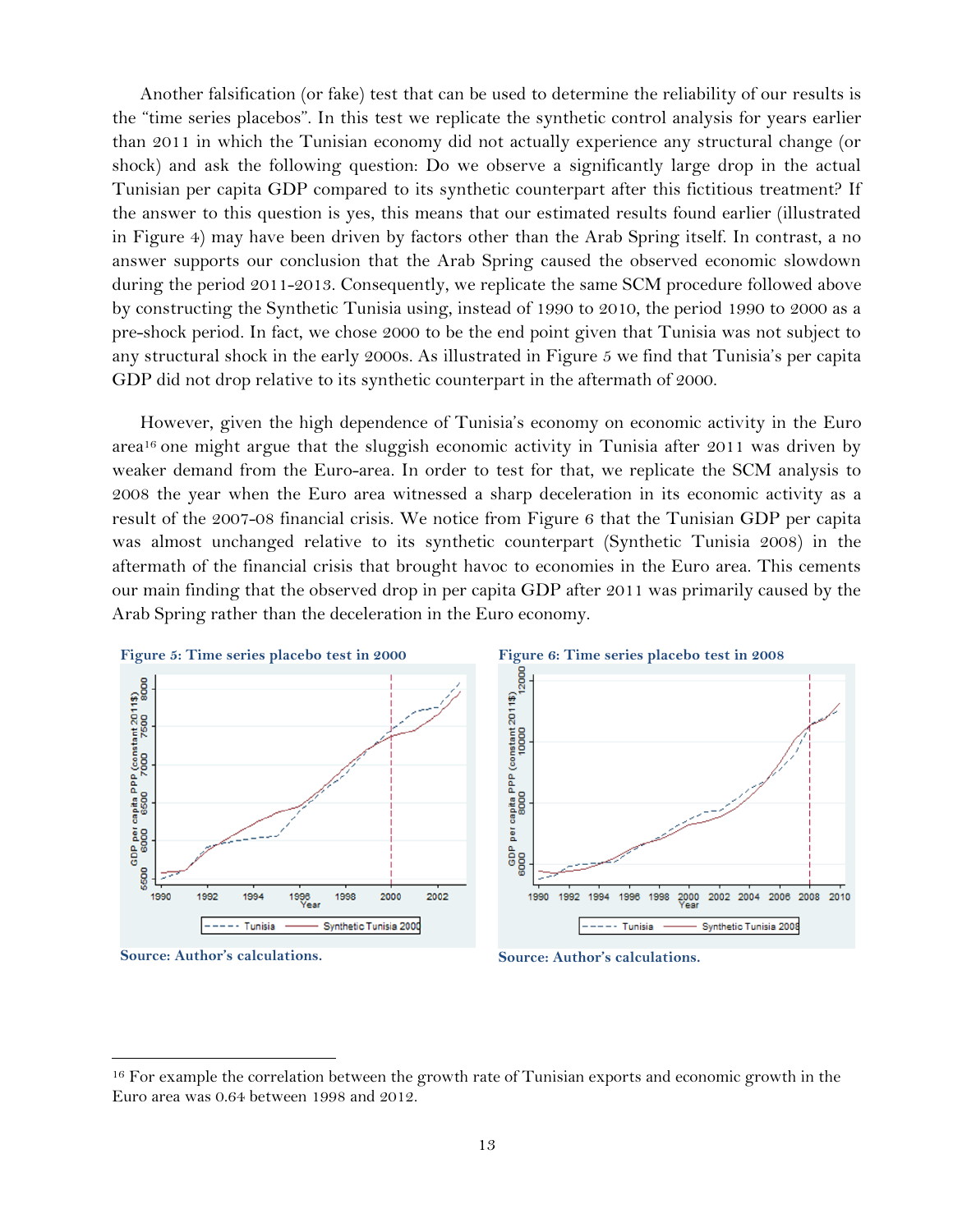Another falsification (or fake) test that can be used to determine the reliability of our results is the "time series placebos". In this test we replicate the synthetic control analysis for years earlier than 2011 in which the Tunisian economy did not actually experience any structural change (or shock) and ask the following question: Do we observe a significantly large drop in the actual Tunisian per capita GDP compared to its synthetic counterpart after this fictitious treatment? If the answer to this question is yes, this means that our estimated results found earlier (illustrated in Figure 4) may have been driven by factors other than the Arab Spring itself. In contrast, a no answer supports our conclusion that the Arab Spring caused the observed economic slowdown during the period 2011-2013. Consequently, we replicate the same SCM procedure followed above by constructing the Synthetic Tunisia using, instead of 1990 to 2010, the period 1990 to 2000 as a pre-shock period. In fact, we chose 2000 to be the end point given that Tunisia was not subject to any structural shock in the early 2000s. As illustrated in Figure 5 we find that Tunisia's per capita GDP did not drop relative to its synthetic counterpart in the aftermath of 2000.

However, given the high dependence of Tunisia's economy on economic activity in the Euro area[16] one might argue that the sluggish economic activity in Tunisia after 2011 was driven by weaker demand from the Euro-area. In order to test for that, we replicate the SCM analysis to 2008 the year when the Euro area witnessed a sharp deceleration in its economic activity as a result of the 2007-08 financial crisis. We notice from Figure 6 that the Tunisian GDP per capita was almost unchanged relative to its synthetic counterpart (Synthetic Tunisia 2008) in the aftermath of the financial crisis that brought havoc to economies in the Euro area. This cements our main finding that the observed drop in per capita GDP after 2011 was primarily caused by the Arab Spring rather than the deceleration in the Euro economy.

**Figure 5: Time series placebo test in 2000**

**Source: Author's calculations.**

**Figure 6: Time series placebo test in 2008**

**Source: Author's calculations.**

[16] For example the correlation between the growth rate of Tunisian exports and economic growth in the Euro area was 0.64 between 1998 and 2012.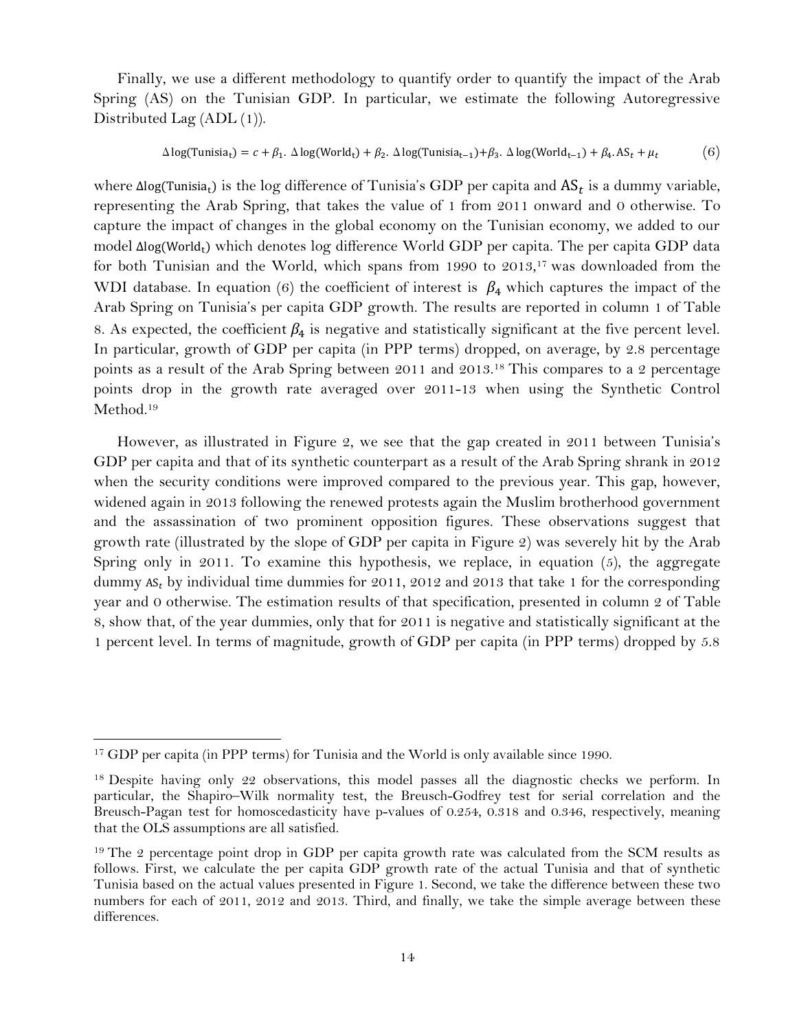Finally, we use a different methodology to quantify order to quantify the impact of the Arab Spring (AS) on the Tunisian GDP. In particular, we estimate the following Autoregressive Distributed Lag (ADL (1)).

$$\Delta \log(\text{Tunisia}_t) = c + \beta_1 . \Delta \log(\text{World}_t) + \beta_2 . \Delta \log(\text{Tunisia}_{t-1}) + \beta_3 . \Delta \log(\text{World}_{t-1}) + \beta_4 . \text{AS}_t + \mu_t \tag{6}$$

where $\Delta\log(\text{Tunisia}_t)$ is the log difference of Tunisia's GDP per capita and $\text{AS}_t$ is a dummy variable, representing the Arab Spring, that takes the value of 1 from 2011 onward and 0 otherwise. To capture the impact of changes in the global economy on the Tunisian economy, we added to our model $\Delta\log(\text{World}_t)$ which denotes log difference World GDP per capita. The per capita GDP data for both Tunisian and the World, which spans from 1990 to 2013,[17] was downloaded from the WDI database. In equation (6) the coefficient of interest is $\beta_4$ which captures the impact of the Arab Spring on Tunisia's per capita GDP growth. The results are reported in column 1 of Table 8. As expected, the coefficient $\beta_4$ is negative and statistically significant at the five percent level. In particular, growth of GDP per capita (in PPP terms) dropped, on average, by 2.8 percentage points as a result of the Arab Spring between 2011 and 2013.[18] This compares to a 2 percentage points drop in the growth rate averaged over 2011-13 when using the Synthetic Control Method.[19]

However, as illustrated in Figure 2, we see that the gap created in 2011 between Tunisia's GDP per capita and that of its synthetic counterpart as a result of the Arab Spring shrank in 2012 when the security conditions were improved compared to the previous year. This gap, however, widened again in 2013 following the renewed protests again the Muslim brotherhood government and the assassination of two prominent opposition figures. These observations suggest that growth rate (illustrated by the slope of GDP per capita in Figure 2) was severely hit by the Arab Spring only in 2011. To examine this hypothesis, we replace, in equation (5), the aggregate dummy $\text{AS}_t$ by individual time dummies for 2011, 2012 and 2013 that take 1 for the corresponding year and 0 otherwise. The estimation results of that specification, presented in column 2 of Table 8, show that, of the year dummies, only that for 2011 is negative and statistically significant at the 1 percent level. In terms of magnitude, growth of GDP per capita (in PPP terms) dropped by 5.8

---

[17] GDP per capita (in PPP terms) for Tunisia and the World is only available since 1990.

[18] Despite having only 22 observations, this model passes all the diagnostic checks we perform. In particular, the Shapiro–Wilk normality test, the Breusch-Godfrey test for serial correlation and the Breusch-Pagan test for homoscedasticity have p-values of 0.254, 0.318 and 0.346, respectively, meaning that the OLS assumptions are all satisfied.

[19] The 2 percentage point drop in GDP per capita growth rate was calculated from the SCM results as follows. First, we calculate the per capita GDP growth rate of the actual Tunisia and that of synthetic Tunisia based on the actual values presented in Figure 1. Second, we take the difference between these two numbers for each of 2011, 2012 and 2013. Third, and finally, we take the simple average between these differences.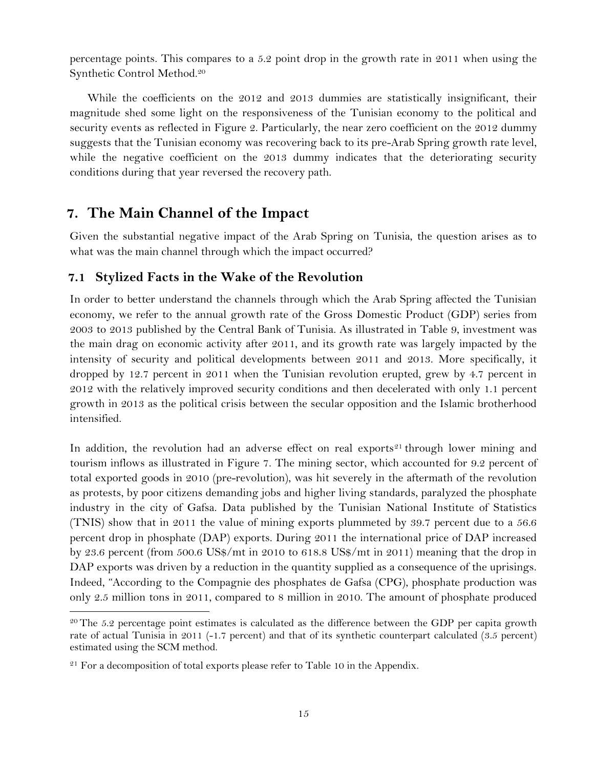percentage points. This compares to a 5.2 point drop in the growth rate in 2011 when using the Synthetic Control Method.[20]

While the coefficients on the 2012 and 2013 dummies are statistically insignificant, their magnitude shed some light on the responsiveness of the Tunisian economy to the political and security events as reflected in Figure 2. Particularly, the near zero coefficient on the 2012 dummy suggests that the Tunisian economy was recovering back to its pre-Arab Spring growth rate level, while the negative coefficient on the 2013 dummy indicates that the deteriorating security conditions during that year reversed the recovery path.

## 7. The Main Channel of the Impact

Given the substantial negative impact of the Arab Spring on Tunisia, the question arises as to what was the main channel through which the impact occurred?

### 7.1 Stylized Facts in the Wake of the Revolution

In order to better understand the channels through which the Arab Spring affected the Tunisian economy, we refer to the annual growth rate of the Gross Domestic Product (GDP) series from 2003 to 2013 published by the Central Bank of Tunisia. As illustrated in Table 9, investment was the main drag on economic activity after 2011, and its growth rate was largely impacted by the intensity of security and political developments between 2011 and 2013. More specifically, it dropped by 12.7 percent in 2011 when the Tunisian revolution erupted, grew by 4.7 percent in 2012 with the relatively improved security conditions and then decelerated with only 1.1 percent growth in 2013 as the political crisis between the secular opposition and the Islamic brotherhood intensified.

In addition, the revolution had an adverse effect on real exports[21] through lower mining and tourism inflows as illustrated in Figure 7. The mining sector, which accounted for 9.2 percent of total exported goods in 2010 (pre-revolution), was hit severely in the aftermath of the revolution as protests, by poor citizens demanding jobs and higher living standards, paralyzed the phosphate industry in the city of Gafsa. Data published by the Tunisian National Institute of Statistics (TNIS) show that in 2011 the value of mining exports plummeted by 39.7 percent due to a 56.6 percent drop in phosphate (DAP) exports. During 2011 the international price of DAP increased by 23.6 percent (from 500.6 US$/mt in 2010 to 618.8 US$/mt in 2011) meaning that the drop in DAP exports was driven by a reduction in the quantity supplied as a consequence of the uprisings. Indeed, "According to the Compagnie des phosphates de Gafsa (CPG), phosphate production was only 2.5 million tons in 2011, compared to 8 million in 2010. The amount of phosphate produced

[20] The 5.2 percentage point estimates is calculated as the difference between the GDP per capita growth rate of actual Tunisia in 2011 (-1.7 percent) and that of its synthetic counterpart calculated (3.5 percent) estimated using the SCM method.

[21] For a decomposition of total exports please refer to Table 10 in the Appendix.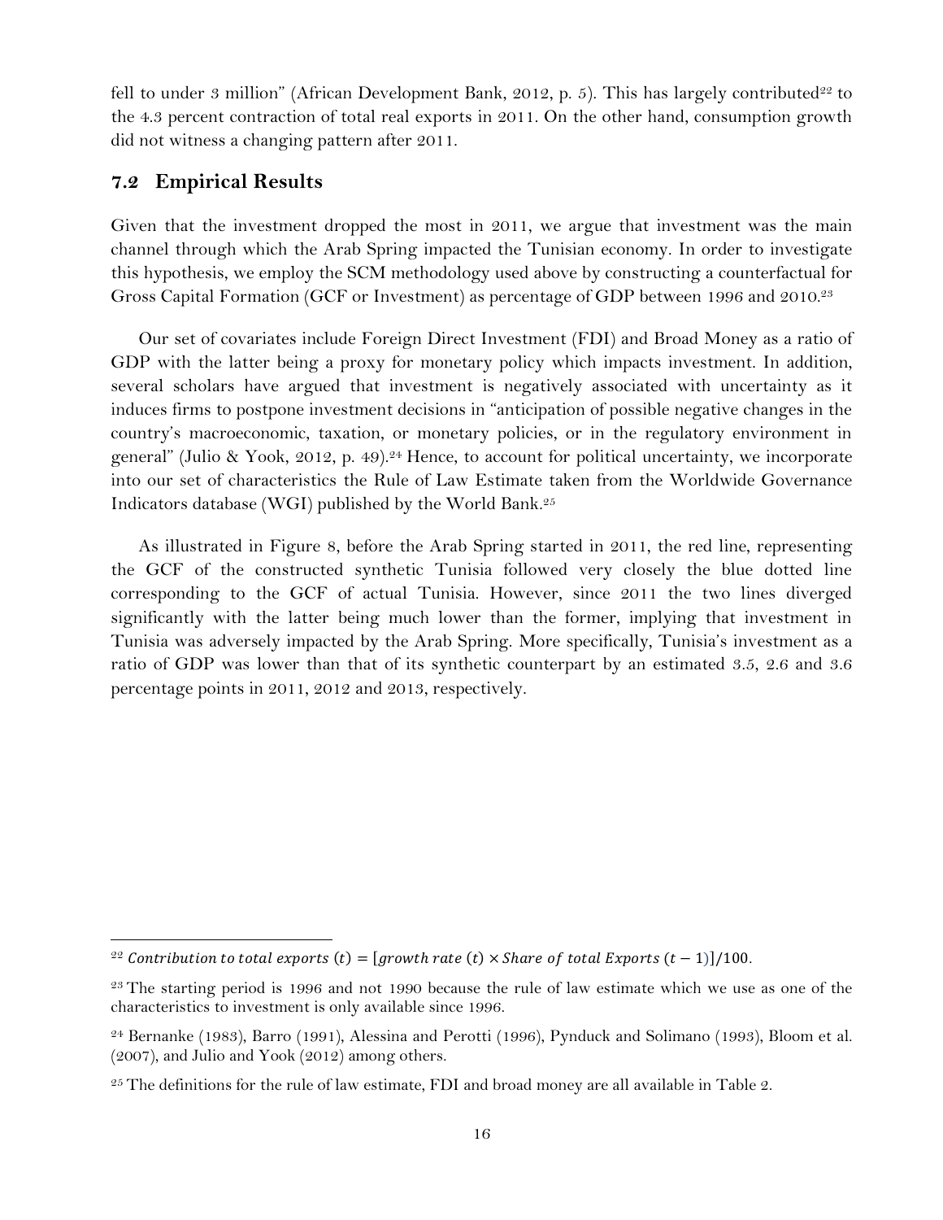fell to under 3 million" (African Development Bank, 2012, p. 5). This has largely contributed[22] to the 4.3 percent contraction of total real exports in 2011. On the other hand, consumption growth did not witness a changing pattern after 2011.

## 7.2 Empirical Results

Given that the investment dropped the most in 2011, we argue that investment was the main channel through which the Arab Spring impacted the Tunisian economy. In order to investigate this hypothesis, we employ the SCM methodology used above by constructing a counterfactual for Gross Capital Formation (GCF or Investment) as percentage of GDP between 1996 and 2010.[23]

Our set of covariates include Foreign Direct Investment (FDI) and Broad Money as a ratio of GDP with the latter being a proxy for monetary policy which impacts investment. In addition, several scholars have argued that investment is negatively associated with uncertainty as it induces firms to postpone investment decisions in "anticipation of possible negative changes in the country's macroeconomic, taxation, or monetary policies, or in the regulatory environment in general" (Julio & Yook, 2012, p. 49).[24] Hence, to account for political uncertainty, we incorporate into our set of characteristics the Rule of Law Estimate taken from the Worldwide Governance Indicators database (WGI) published by the World Bank.[25]

As illustrated in Figure 8, before the Arab Spring started in 2011, the red line, representing the GCF of the constructed synthetic Tunisia followed very closely the blue dotted line corresponding to the GCF of actual Tunisia. However, since 2011 the two lines diverged significantly with the latter being much lower than the former, implying that investment in Tunisia was adversely impacted by the Arab Spring. More specifically, Tunisia's investment as a ratio of GDP was lower than that of its synthetic counterpart by an estimated 3.5, 2.6 and 3.6 percentage points in 2011, 2012 and 2013, respectively.

---

[22] $Contribution\ to\ total\ exports\ (t) = [growth\ rate\ (t) \times Share\ of\ total\ Exports\ (t-1)]/100$.

[23] The starting period is 1996 and not 1990 because the rule of law estimate which we use as one of the characteristics to investment is only available since 1996.

[24] Bernanke (1983), Barro (1991), Alessina and Perotti (1996), Pynduck and Solimano (1993), Bloom et al. (2007), and Julio and Yook (2012) among others.

[25] The definitions for the rule of law estimate, FDI and broad money are all available in Table 2.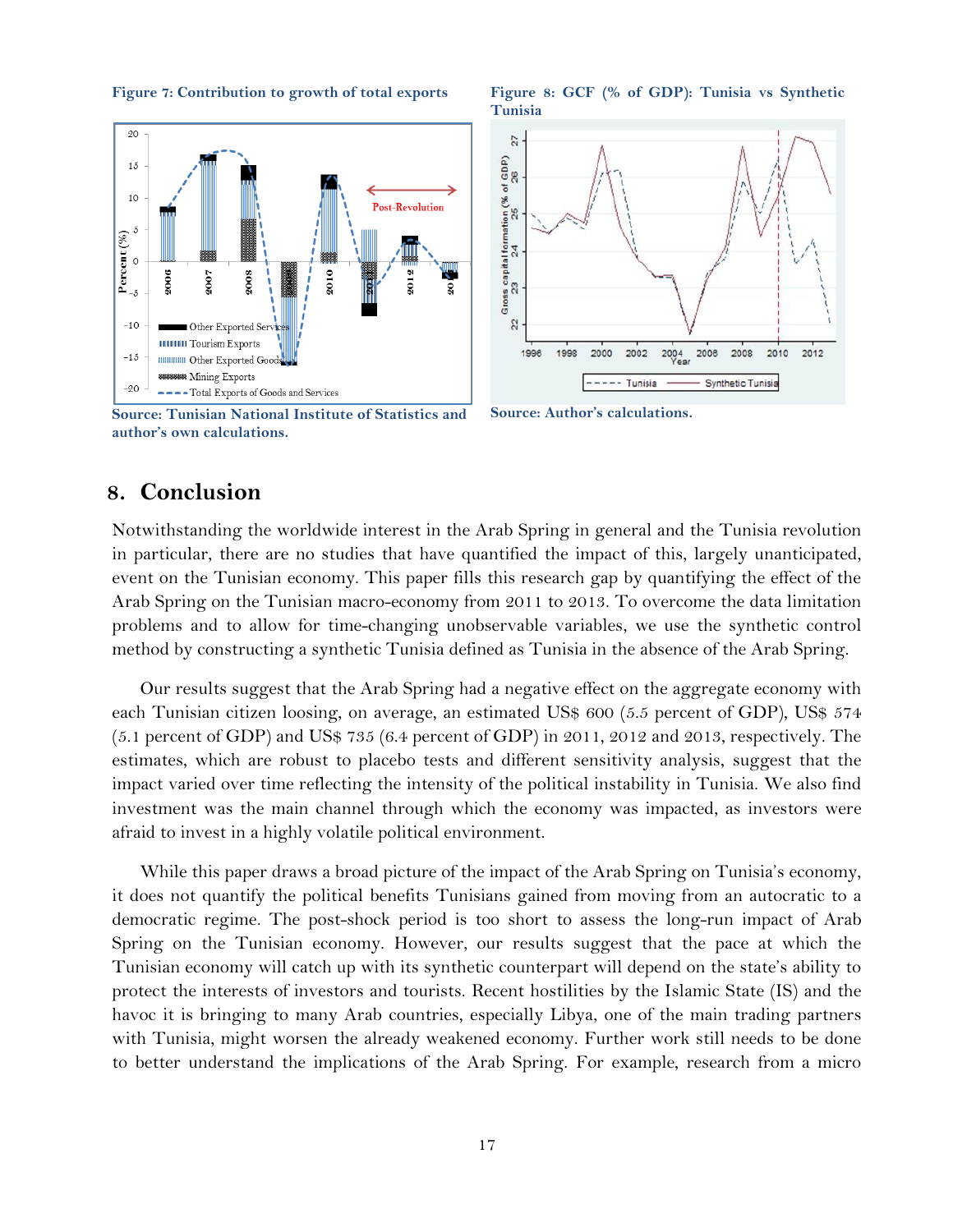**Figure 7: Contribution to growth of total exports**

**Source: Tunisian National Institute of Statistics and author's own calculations.**

**Figure 8: GCF (% of GDP): Tunisia vs Synthetic Tunisia**

**Source: Author's calculations.**

## 8. Conclusion

Notwithstanding the worldwide interest in the Arab Spring in general and the Tunisia revolution in particular, there are no studies that have quantified the impact of this, largely unanticipated, event on the Tunisian economy. This paper fills this research gap by quantifying the effect of the Arab Spring on the Tunisian macro-economy from 2011 to 2013. To overcome the data limitation problems and to allow for time-changing unobservable variables, we use the synthetic control method by constructing a synthetic Tunisia defined as Tunisia in the absence of the Arab Spring.

Our results suggest that the Arab Spring had a negative effect on the aggregate economy with each Tunisian citizen loosing, on average, an estimated US$ 600 (5.5 percent of GDP), US$ 574 (5.1 percent of GDP) and US$ 735 (6.4 percent of GDP) in 2011, 2012 and 2013, respectively. The estimates, which are robust to placebo tests and different sensitivity analysis, suggest that the impact varied over time reflecting the intensity of the political instability in Tunisia. We also find investment was the main channel through which the economy was impacted, as investors were afraid to invest in a highly volatile political environment.

While this paper draws a broad picture of the impact of the Arab Spring on Tunisia's economy, it does not quantify the political benefits Tunisians gained from moving from an autocratic to a democratic regime. The post-shock period is too short to assess the long-run impact of Arab Spring on the Tunisian economy. However, our results suggest that the pace at which the Tunisian economy will catch up with its synthetic counterpart will depend on the state's ability to protect the interests of investors and tourists. Recent hostilities by the Islamic State (IS) and the havoc it is bringing to many Arab countries, especially Libya, one of the main trading partners with Tunisia, might worsen the already weakened economy. Further work still needs to be done to better understand the implications of the Arab Spring. For example, research from a micro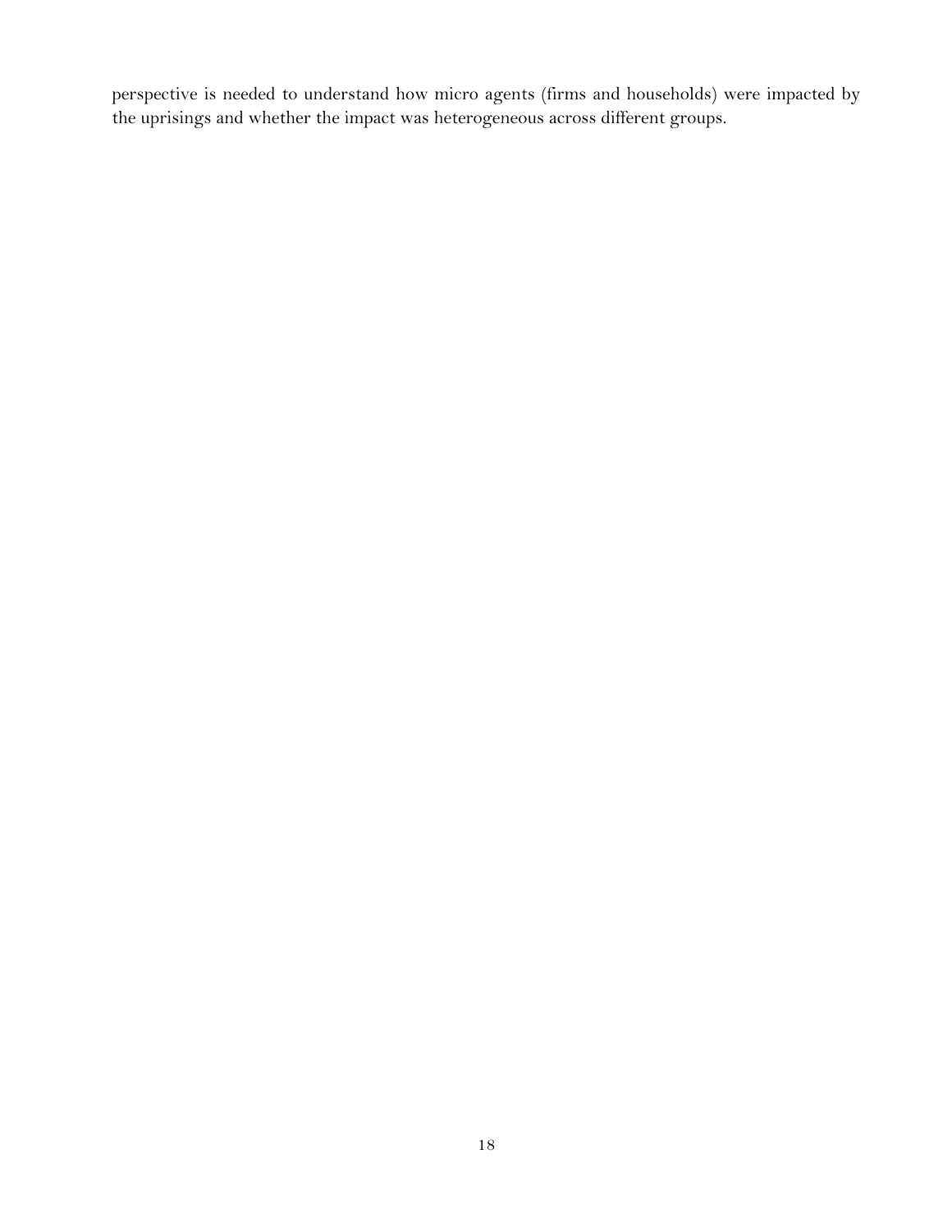perspective is needed to understand how micro agents (firms and households) were impacted by the uprisings and whether the impact was heterogeneous across different groups.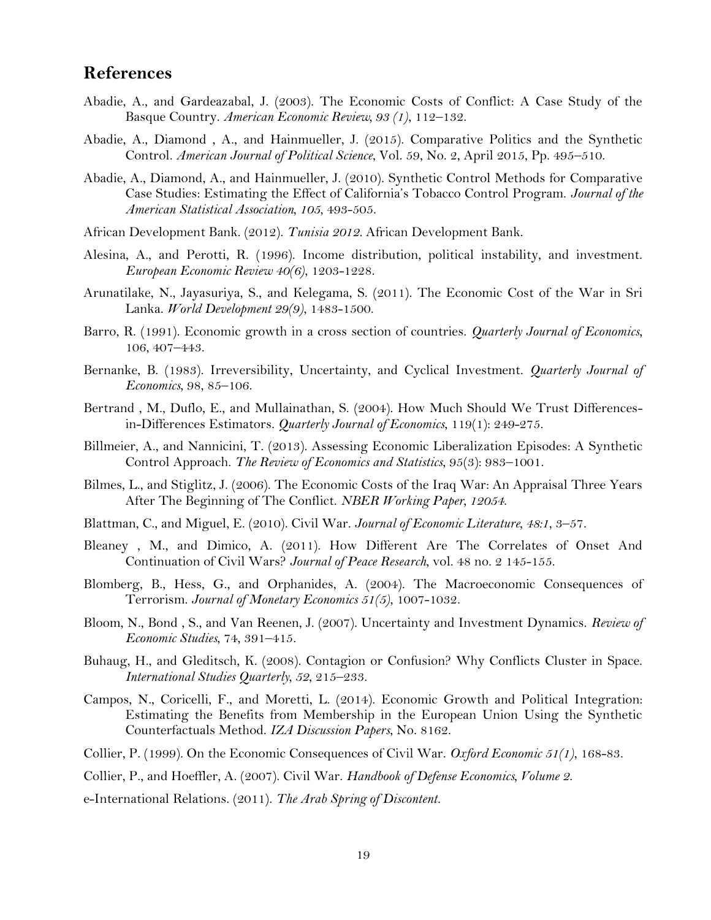## References

Abadie, A., and Gardeazabal, J. (2003). The Economic Costs of Conflict: A Case Study of the Basque Country. *American Economic Review, 93 (1)*, 112–132.

Abadie, A., Diamond , A., and Hainmueller, J. (2015). Comparative Politics and the Synthetic Control. *American Journal of Political Science*, Vol. 59, No. 2, April 2015, Pp. 495–510.

Abadie, A., Diamond, A., and Hainmueller, J. (2010). Synthetic Control Methods for Comparative Case Studies: Estimating the Effect of California's Tobacco Control Program. *Journal of the American Statistical Association, 105*, 493-505.

African Development Bank. (2012). *Tunisia 2012*. African Development Bank.

Alesina, A., and Perotti, R. (1996). Income distribution, political instability, and investment. *European Economic Review 40(6)*, 1203-1228.

Arunatilake, N., Jayasuriya, S., and Kelegama, S. (2011). The Economic Cost of the War in Sri Lanka. *World Development 29(9)*, 1483-1500.

Barro, R. (1991). Economic growth in a cross section of countries. *Quarterly Journal of Economics*, 106, 407–443.

Bernanke, B. (1983). Irreversibility, Uncertainty, and Cyclical Investment. *Quarterly Journal of Economics*, 98, 85–106.

Bertrand , M., Duflo, E., and Mullainathan, S. (2004). How Much Should We Trust Differences-in-Differences Estimators. *Quarterly Journal of Economics*, 119(1): 249-275.

Billmeier, A., and Nannicini, T. (2013). Assessing Economic Liberalization Episodes: A Synthetic Control Approach. *The Review of Economics and Statistics*, 95(3): 983–1001.

Bilmes, L., and Stiglitz, J. (2006). The Economic Costs of the Iraq War: An Appraisal Three Years After The Beginning of The Conflict. *NBER Working Paper, 12054*.

Blattman, C., and Miguel, E. (2010). Civil War. *Journal of Economic Literature, 48:1*, 3–57.

Bleaney , M., and Dimico, A. (2011). How Different Are The Correlates of Onset And Continuation of Civil Wars? *Journal of Peace Research*, vol. 48 no. 2 145-155.

Blomberg, B., Hess, G., and Orphanides, A. (2004). The Macroeconomic Consequences of Terrorism. *Journal of Monetary Economics 51(5)*, 1007-1032.

Bloom, N., Bond , S., and Van Reenen, J. (2007). Uncertainty and Investment Dynamics. *Review of Economic Studies*, 74, 391–415.

Buhaug, H., and Gleditsch, K. (2008). Contagion or Confusion? Why Conflicts Cluster in Space. *International Studies Quarterly, 52*, 215–233.

Campos, N., Coricelli, F., and Moretti, L. (2014). Economic Growth and Political Integration: Estimating the Benefits from Membership in the European Union Using the Synthetic Counterfactuals Method. *IZA Discussion Papers*, No. 8162.

Collier, P. (1999). On the Economic Consequences of Civil War. *Oxford Economic 51(1)*, 168-83.

Collier, P., and Hoeffler, A. (2007). Civil War. *Handbook of Defense Economics, Volume 2*.

e-International Relations. (2011). *The Arab Spring of Discontent*.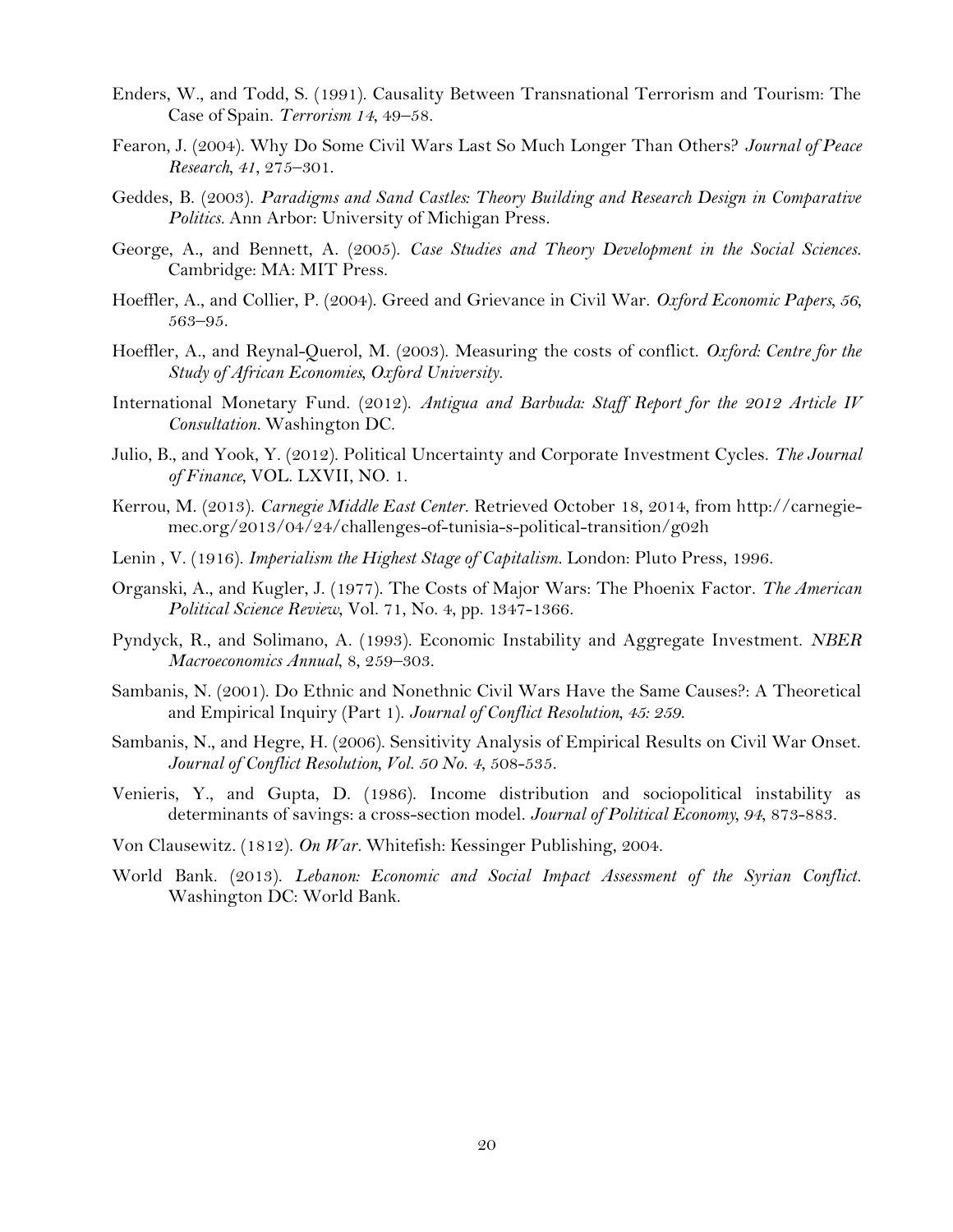Enders, W., and Todd, S. (1991). Causality Between Transnational Terrorism and Tourism: The Case of Spain. *Terrorism 14*, 49–58.

Fearon, J. (2004). Why Do Some Civil Wars Last So Much Longer Than Others? *Journal of Peace Research, 41*, 275–301.

Geddes, B. (2003). *Paradigms and Sand Castles: Theory Building and Research Design in Comparative Politics*. Ann Arbor: University of Michigan Press.

George, A., and Bennett, A. (2005). *Case Studies and Theory Development in the Social Sciences.* Cambridge: MA: MIT Press.

Hoeffler, A., and Collier, P. (2004). Greed and Grievance in Civil War. *Oxford Economic Papers, 56*, 563–95.

Hoeffler, A., and Reynal-Querol, M. (2003). Measuring the costs of conflict. *Oxford: Centre for the Study of African Economies, Oxford University.*

International Monetary Fund. (2012). *Antigua and Barbuda: Staff Report for the 2012 Article IV Consultation*. Washington DC.

Julio, B., and Yook, Y. (2012). Political Uncertainty and Corporate Investment Cycles. *The Journal of Finance*, VOL. LXVII, NO. 1.

Kerrou, M. (2013). *Carnegie Middle East Center*. Retrieved October 18, 2014, from http://carnegie-mec.org/2013/04/24/challenges-of-tunisia-s-political-transition/g02h

Lenin , V. (1916). *Imperialism the Highest Stage of Capitalism.* London: Pluto Press, 1996.

Organski, A., and Kugler, J. (1977). The Costs of Major Wars: The Phoenix Factor. *The American Political Science Review*, Vol. 71, No. 4, pp. 1347-1366.

Pyndyck, R., and Solimano, A. (1993). Economic Instability and Aggregate Investment. *NBER Macroeconomics Annual*, 8, 259–303.

Sambanis, N. (2001). Do Ethnic and Nonethnic Civil Wars Have the Same Causes?: A Theoretical and Empirical Inquiry (Part 1). *Journal of Conflict Resolution, 45: 259.*

Sambanis, N., and Hegre, H. (2006). Sensitivity Analysis of Empirical Results on Civil War Onset. *Journal of Conflict Resolution, Vol. 50 No. 4*, 508-535.

Venieris, Y., and Gupta, D. (1986). Income distribution and sociopolitical instability as determinants of savings: a cross-section model. *Journal of Political Economy, 94*, 873-883.

Von Clausewitz. (1812). *On War*. Whitefish: Kessinger Publishing, 2004.

World Bank. (2013). *Lebanon: Economic and Social Impact Assessment of the Syrian Conflict.* Washington DC: World Bank.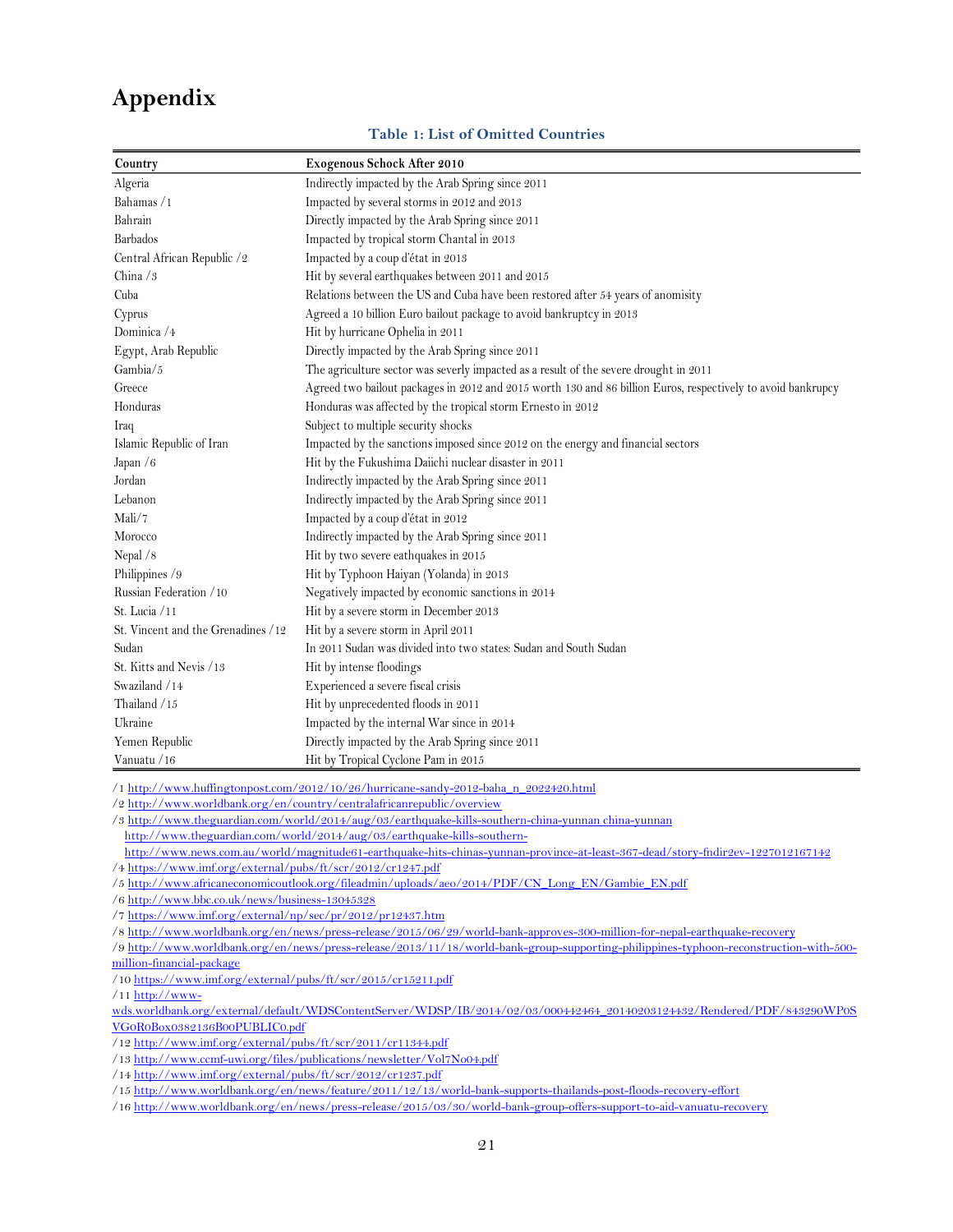# Appendix

**Table 1: List of Omitted Countries**

| Country | Exogenous Schock After 2010 |
|---|---|
| Algeria | Indirectly impacted by the Arab Spring since 2011 |
| Bahamas /1 | Impacted by several storms in 2012 and 2013 |
| Bahrain | Directly impacted by the Arab Spring since 2011 |
| Barbados | Impacted by tropical storm Chantal in 2013 |
| Central African Republic /2 | Impacted by a coup d'état in 2013 |
| China /3 | Hit by several earthquakes between 2011 and 2015 |
| Cuba | Relations between the US and Cuba have been restored after 54 years of anomisity |
| Cyprus | Agreed a 10 billion Euro bailout package to avoid bankruptcy in 2013 |
| Dominica /4 | Hit by hurricane Ophelia in 2011 |
| Egypt, Arab Republic | Directly impacted by the Arab Spring since 2011 |
| Gambia/5 | The agriculture sector was severly impacted as a result of the severe drought in 2011 |
| Greece | Agreed two bailout packages in 2012 and 2015 worth 130 and 86 billion Euros, respectively to avoid bankrupcy |
| Honduras | Honduras was affected by the tropical storm Ernesto in 2012 |
| Iraq | Subject to multiple security shocks |
| Islamic Republic of Iran | Impacted by the sanctions imposed since 2012 on the energy and financial sectors |
| Japan /6 | Hit by the Fukushima Daiichi nuclear disaster in 2011 |
| Jordan | Indirectly impacted by the Arab Spring since 2011 |
| Lebanon | Indirectly impacted by the Arab Spring since 2011 |
| Mali/7 | Impacted by a coup d'état in 2012 |
| Morocco | Indirectly impacted by the Arab Spring since 2011 |
| Nepal /8 | Hit by two severe eathquakes in 2015 |
| Philippines /9 | Hit by Typhoon Haiyan (Yolanda) in 2013 |
| Russian Federation /10 | Negatively impacted by economic sanctions in 2014 |
| St. Lucia /11 | Hit by a severe storm in December 2013 |
| St. Vincent and the Grenadines /12 | Hit by a severe storm in April 2011 |
| Sudan | In 2011 Sudan was divided into two states: Sudan and South Sudan |
| St. Kitts and Nevis /13 | Hit by intense floodings |
| Swaziland /14 | Experienced a severe fiscal crisis |
| Thailand /15 | Hit by unprecedented floods in 2011 |
| Ukraine | Impacted by the internal War since in 2014 |
| Yemen Republic | Directly impacted by the Arab Spring since 2011 |
| Vanuatu /16 | Hit by Tropical Cyclone Pam in 2015 |

/1 http://www.huffingtonpost.com/2012/10/26/hurricane-sandy-2012-baha_n_2022420.html

/2 http://www.worldbank.org/en/country/centralafricanrepublic/overview

/3 http://www.theguardian.com/world/2014/aug/03/earthquake-kills-southern-china-yunnan china-yunnan http://www.theguardian.com/world/2014/aug/03/earthquake-kills-southern- http://www.news.com.au/world/magnitude61-earthquake-hits-chinas-yunnan-province-at-least-367-dead/story-fndir2ev-1227012167142

/4 https://www.imf.org/external/pubs/ft/scr/2012/cr1247.pdf

/5 http://www.africaneconomicoutlook.org/fileadmin/uploads/aeo/2014/PDF/CN_Long_EN/Gambie_EN.pdf

/6 http://www.bbc.co.uk/news/business-13045328

/7 https://www.imf.org/external/np/sec/pr/2012/pr12437.htm

/8 http://www.worldbank.org/en/news/press-release/2015/06/29/world-bank-approves-300-million-for-nepal-earthquake-recovery

/9 http://www.worldbank.org/en/news/press-release/2013/11/18/world-bank-group-supporting-philippines-typhoon-reconstruction-with-500-million-financial-package

/10 https://www.imf.org/external/pubs/ft/scr/2015/cr15211.pdf

/11 http://www-wds.worldbank.org/external/default/WDSContentServer/WDSP/IB/2014/02/03/000442464_20140203124432/Rendered/PDF/843290WP0SVG0R0Box0382136B00PUBLIC0.pdf

/12 http://www.imf.org/external/pubs/ft/scr/2011/cr11344.pdf

/13 http://www.ccmf-uwi.org/files/publications/newsletter/Vol7No04.pdf

/14 http://www.imf.org/external/pubs/ft/scr/2012/cr1237.pdf

/15 http://www.worldbank.org/en/news/feature/2011/12/13/world-bank-supports-thailands-post-floods-recovery-effort

/16 http://www.worldbank.org/en/news/press-release/2015/03/30/world-bank-group-offers-support-to-aid-vanuatu-recovery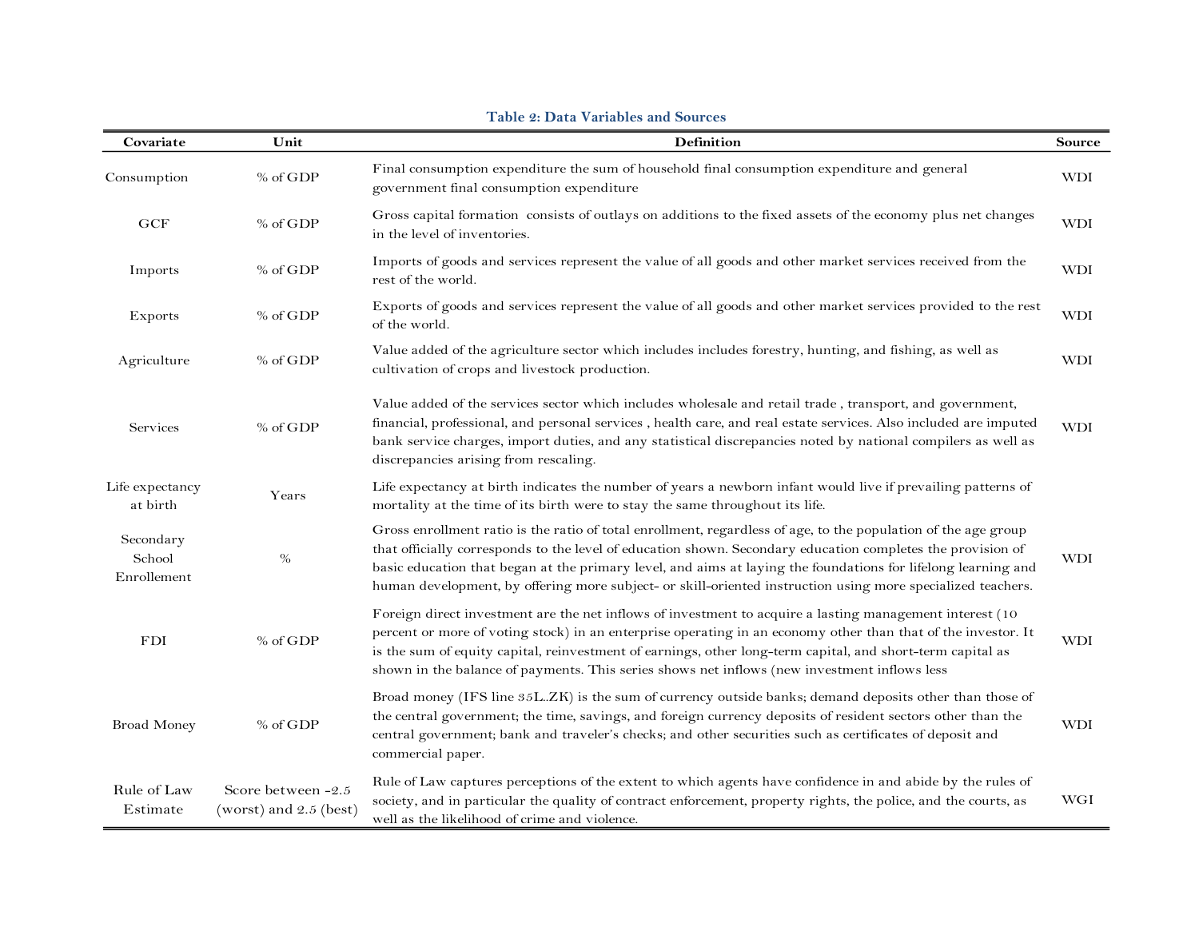**Table 2: Data Variables and Sources**

| Covariate | Unit | Definition | Source |
|---|---|---|---|
| Consumption | % of GDP | Final consumption expenditure the sum of household final consumption expenditure and general government final consumption expenditure | WDI |
| GCF | % of GDP | Gross capital formation consists of outlays on additions to the fixed assets of the economy plus net changes in the level of inventories. | WDI |
| Imports | % of GDP | Imports of goods and services represent the value of all goods and other market services received from the rest of the world. | WDI |
| Exports | % of GDP | Exports of goods and services represent the value of all goods and other market services provided to the rest of the world. | WDI |
| Agriculture | % of GDP | Value added of the agriculture sector which includes includes forestry, hunting, and fishing, as well as cultivation of crops and livestock production. | WDI |
| Services | % of GDP | Value added of the services sector which includes wholesale and retail trade , transport, and government, financial, professional, and personal services , health care, and real estate services. Also included are imputed bank service charges, import duties, and any statistical discrepancies noted by national compilers as well as discrepancies arising from rescaling. | WDI |
| Life expectancy at birth | Years | Life expectancy at birth indicates the number of years a newborn infant would live if prevailing patterns of mortality at the time of its birth were to stay the same throughout its life. | |
| Secondary School Enrollement | % | Gross enrollment ratio is the ratio of total enrollment, regardless of age, to the population of the age group that officially corresponds to the level of education shown. Secondary education completes the provision of basic education that began at the primary level, and aims at laying the foundations for lifelong learning and human development, by offering more subject- or skill-oriented instruction using more specialized teachers. | WDI |
| FDI | % of GDP | Foreign direct investment are the net inflows of investment to acquire a lasting management interest (10 percent or more of voting stock) in an enterprise operating in an economy other than that of the investor. It is the sum of equity capital, reinvestment of earnings, other long-term capital, and short-term capital as shown in the balance of payments. This series shows net inflows (new investment inflows less | WDI |
| Broad Money | % of GDP | Broad money (IFS line 35L..ZK) is the sum of currency outside banks; demand deposits other than those of the central government; the time, savings, and foreign currency deposits of resident sectors other than the central government; bank and traveler's checks; and other securities such as certificates of deposit and commercial paper. | WDI |
| Rule of Law Estimate | Score between -2.5 (worst) and 2.5 (best) | Rule of Law captures perceptions of the extent to which agents have confidence in and abide by the rules of society, and in particular the quality of contract enforcement, property rights, the police, and the courts, as well as the likelihood of crime and violence. | WGI |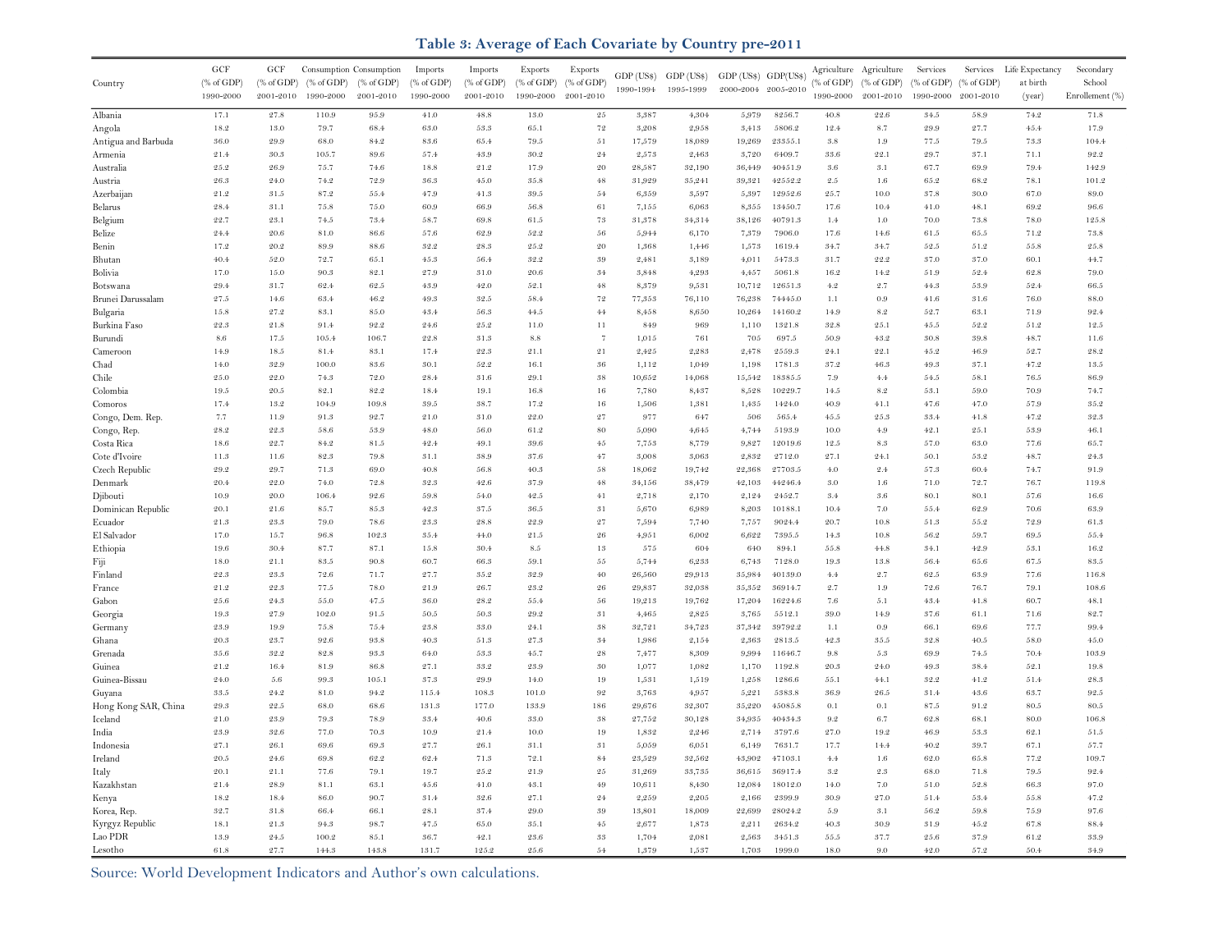# Table 3: Average of Each Covariate by Country pre-2011

| Country | GCF (% of GDP) 1990-2000 | GCF (% of GDP) 2001-2010 | Consumption (% of GDP) 1990-2000 | Consumption (% of GDP) 2001-2010 | Imports (% of GDP) 1990-2000 | Imports (% of GDP) 2001-2010 | Exports (% of GDP) 1990-2000 | Exports (% of GDP) 2001-2010 | GDP (US$) 1990-1994 | GDP (US$) 1995-1999 | GDP (US$) 2000-2004 | GDP(US$) 2005-2010 | Agriculture (% of GDP) 1990-2000 | Agriculture (% of GDP) 2001-2010 | Services (% of GDP) 1990-2000 | Services (% of GDP) 2001-2010 | Life Expectancy at birth (year) | Secondary School Enrollement (%) |
|---|---|---|---|---|---|---|---|---|---|---|---|---|---|---|---|---|---|---|
| Albania | 17.1 | 27.8 | 110.9 | 95.9 | 41.0 | 48.8 | 13.0 | 25 | 3,387 | 4,304 | 5,979 | 8256.7 | 40.8 | 22.6 | 34.5 | 58.9 | 74.2 | 71.8 |
| Angola | 18.2 | 13.0 | 79.7 | 68.4 | 63.0 | 53.3 | 65.1 | 72 | 3,208 | 2,958 | 3,413 | 5806.2 | 12.4 | 8.7 | 29.9 | 27.7 | 45.4 | 17.9 |
| Antigua and Barbuda | 36.0 | 29.9 | 68.0 | 84.2 | 83.6 | 65.4 | 79.5 | 51 | 17,579 | 18,089 | 19,269 | 23355.1 | 3.8 | 1.9 | 77.5 | 79.5 | 73.3 | 104.4 |
| Armenia | 21.4 | 30.3 | 105.7 | 89.6 | 57.4 | 43.9 | 30.2 | 24 | 2,573 | 2,463 | 3,720 | 6409.7 | 33.6 | 22.1 | 29.7 | 37.1 | 71.1 | 92.2 |
| Australia | 25.2 | 26.9 | 75.7 | 74.6 | 18.8 | 21.2 | 17.9 | 20 | 28,587 | 32,190 | 36,449 | 40451.9 | 3.6 | 3.1 | 67.7 | 69.9 | 79.4 | 142.9 |
| Austria | 26.3 | 24.0 | 74.2 | 72.9 | 36.3 | 45.0 | 35.8 | 48 | 31,929 | 35,241 | 39,321 | 42552.2 | 2.5 | 1.6 | 65.2 | 68.2 | 78.1 | 101.2 |
| Azerbaijan | 21.2 | 31.5 | 87.2 | 55.4 | 47.9 | 41.3 | 39.5 | 54 | 6,359 | 3,597 | 5,397 | 12952.6 | 25.7 | 10.0 | 37.8 | 30.0 | 67.0 | 89.0 |
| Belarus | 28.4 | 31.1 | 75.8 | 75.0 | 60.9 | 66.9 | 56.8 | 61 | 7,155 | 6,063 | 8,355 | 13450.7 | 17.6 | 10.4 | 41.0 | 48.1 | 69.2 | 96.6 |
| Belgium | 22.7 | 23.1 | 74.5 | 73.4 | 58.7 | 69.8 | 61.5 | 73 | 31,378 | 34,314 | 38,126 | 40791.3 | 1.4 | 1.0 | 70.0 | 73.8 | 78.0 | 125.8 |
| Belize | 24.4 | 20.6 | 81.0 | 86.6 | 57.6 | 62.9 | 52.2 | 56 | 5,944 | 6,170 | 7,379 | 7906.0 | 17.6 | 14.6 | 61.5 | 65.5 | 71.2 | 73.8 |
| Benin | 17.2 | 20.2 | 89.9 | 88.6 | 32.2 | 28.3 | 25.2 | 20 | 1,368 | 1,446 | 1,573 | 1619.4 | 34.7 | 34.7 | 52.5 | 51.2 | 55.8 | 25.8 |
| Bhutan | 40.4 | 52.0 | 72.7 | 65.1 | 45.3 | 56.4 | 32.2 | 39 | 2,481 | 3,189 | 4,011 | 5473.3 | 31.7 | 22.2 | 37.0 | 37.0 | 60.1 | 44.7 |
| Bolivia | 17.0 | 15.0 | 90.3 | 82.1 | 27.9 | 31.0 | 20.6 | 34 | 3,848 | 4,293 | 4,457 | 5061.8 | 16.2 | 14.2 | 51.9 | 52.4 | 62.8 | 79.0 |
| Botswana | 29.4 | 31.7 | 62.4 | 62.5 | 43.9 | 42.0 | 52.1 | 48 | 8,379 | 9,531 | 10,712 | 12651.3 | 4.2 | 2.7 | 44.3 | 53.9 | 52.4 | 66.5 |
| Brunei Darussalam | 27.5 | 14.6 | 63.4 | 46.2 | 49.3 | 32.5 | 58.4 | 72 | 77,353 | 76,110 | 76,238 | 74445.0 | 1.1 | 0.9 | 41.6 | 31.6 | 76.0 | 88.0 |
| Bulgaria | 15.8 | 27.2 | 83.1 | 85.0 | 43.4 | 56.3 | 44.5 | 44 | 8,458 | 8,650 | 10,264 | 14160.2 | 14.9 | 8.2 | 52.7 | 63.1 | 71.9 | 92.4 |
| Burkina Faso | 22.3 | 21.8 | 91.4 | 92.2 | 24.6 | 25.2 | 11.0 | 11 | 849 | 969 | 1,110 | 1321.8 | 32.8 | 25.1 | 45.5 | 52.2 | 51.2 | 12.5 |
| Burundi | 8.6 | 17.5 | 105.4 | 106.7 | 22.8 | 31.3 | 8.8 | 7 | 1,015 | 761 | 705 | 697.5 | 50.9 | 43.2 | 30.8 | 39.8 | 48.7 | 11.6 |
| Cameroon | 14.9 | 18.5 | 81.4 | 83.1 | 17.4 | 22.3 | 21.1 | 21 | 2,425 | 2,283 | 2,478 | 2559.3 | 24.1 | 22.1 | 45.2 | 46.9 | 52.7 | 28.2 |
| Chad | 14.0 | 32.9 | 100.0 | 83.6 | 30.1 | 52.2 | 16.1 | 36 | 1,112 | 1,049 | 1,198 | 1781.3 | 37.2 | 46.3 | 49.3 | 37.1 | 47.2 | 13.5 |
| Chile | 25.0 | 22.0 | 74.3 | 72.0 | 28.4 | 31.6 | 29.1 | 38 | 10,652 | 14,068 | 15,542 | 18385.5 | 7.9 | 4.4 | 54.5 | 58.1 | 76.5 | 86.9 |
| Colombia | 19.5 | 20.5 | 82.1 | 82.2 | 18.4 | 19.1 | 16.8 | 16 | 7,780 | 8,437 | 8,528 | 10229.7 | 14.5 | 8.2 | 53.1 | 59.0 | 70.9 | 74.7 |
| Comoros | 17.4 | 13.2 | 104.9 | 109.8 | 39.5 | 38.7 | 17.2 | 16 | 1,506 | 1,381 | 1,435 | 1424.0 | 40.9 | 41.1 | 47.6 | 47.0 | 57.9 | 35.2 |
| Congo, Dem. Rep. | 7.7 | 11.9 | 91.3 | 92.7 | 21.0 | 31.0 | 22.0 | 27 | 977 | 647 | 506 | 565.4 | 45.5 | 25.3 | 33.4 | 41.8 | 47.2 | 32.3 |
| Congo, Rep. | 28.2 | 22.3 | 58.6 | 53.9 | 48.0 | 56.0 | 61.2 | 80 | 5,090 | 4,645 | 4,744 | 5193.9 | 10.0 | 4.9 | 42.1 | 25.1 | 53.9 | 46.1 |
| Costa Rica | 18.6 | 22.7 | 84.2 | 81.5 | 42.4 | 49.1 | 39.6 | 45 | 7,753 | 8,779 | 9,827 | 12019.6 | 12.5 | 8.3 | 57.0 | 63.0 | 77.6 | 65.7 |
| Cote d'Ivoire | 11.3 | 11.6 | 82.3 | 79.8 | 31.1 | 38.9 | 37.6 | 47 | 3,008 | 3,063 | 2,832 | 2712.0 | 27.1 | 24.1 | 50.1 | 53.2 | 48.7 | 24.3 |
| Czech Republic | 29.2 | 29.7 | 71.3 | 69.0 | 40.8 | 56.8 | 40.3 | 58 | 18,062 | 19,742 | 22,368 | 27703.5 | 4.0 | 2.4 | 57.3 | 60.4 | 74.7 | 91.9 |
| Denmark | 20.4 | 22.0 | 74.0 | 72.8 | 32.3 | 42.6 | 37.9 | 48 | 34,156 | 38,479 | 42,103 | 44246.4 | 3.0 | 1.6 | 71.0 | 72.7 | 76.7 | 119.8 |
| Djibouti | 10.9 | 20.0 | 106.4 | 92.6 | 59.8 | 54.0 | 42.5 | 41 | 2,718 | 2,170 | 2,124 | 2452.7 | 3.4 | 3.6 | 80.1 | 80.1 | 57.6 | 16.6 |
| Dominican Republic | 20.1 | 21.6 | 85.7 | 85.3 | 42.3 | 37.5 | 36.5 | 31 | 5,670 | 6,989 | 8,203 | 10188.1 | 10.4 | 7.0 | 55.4 | 62.9 | 70.6 | 63.9 |
| Ecuador | 21.3 | 23.3 | 79.0 | 78.6 | 23.3 | 28.8 | 22.9 | 27 | 7,594 | 7,740 | 7,757 | 9024.4 | 20.7 | 10.8 | 51.3 | 55.2 | 72.9 | 61.3 |
| El Salvador | 17.0 | 15.7 | 96.8 | 102.3 | 35.4 | 44.0 | 21.5 | 26 | 4,951 | 6,002 | 6,622 | 7395.5 | 14.3 | 10.8 | 56.2 | 59.7 | 69.5 | 55.4 |
| Ethiopia | 19.6 | 30.4 | 87.7 | 87.1 | 15.8 | 30.4 | 8.5 | 13 | 575 | 604 | 640 | 894.1 | 55.8 | 44.8 | 34.1 | 42.9 | 53.1 | 16.2 |
| Fiji | 18.0 | 21.1 | 83.5 | 90.8 | 60.7 | 66.3 | 59.1 | 55 | 5,744 | 6,233 | 6,743 | 7128.0 | 19.3 | 13.8 | 56.4 | 65.6 | 67.5 | 83.5 |
| Finland | 22.3 | 23.3 | 72.6 | 71.7 | 27.7 | 35.2 | 32.9 | 40 | 26,560 | 29,913 | 35,984 | 40139.0 | 4.4 | 2.7 | 62.5 | 63.9 | 77.6 | 116.8 |
| France | 21.2 | 22.3 | 77.5 | 78.0 | 21.9 | 26.7 | 23.2 | 26 | 29,837 | 32,038 | 35,352 | 36914.7 | 2.7 | 1.9 | 72.6 | 76.7 | 79.1 | 108.6 |
| Gabon | 25.6 | 24.3 | 55.0 | 47.5 | 36.0 | 28.2 | 55.4 | 56 | 19,213 | 19,762 | 17,204 | 16224.6 | 7.6 | 5.1 | 43.4 | 41.8 | 60.7 | 48.1 |
| Georgia | 19.3 | 27.9 | 102.0 | 91.5 | 50.5 | 50.3 | 29.2 | 31 | 4,465 | 2,825 | 3,765 | 5512.1 | 39.0 | 14.9 | 37.6 | 61.1 | 71.6 | 82.7 |
| Germany | 23.9 | 19.9 | 75.8 | 75.4 | 23.8 | 33.0 | 24.1 | 38 | 32,721 | 34,723 | 37,342 | 39792.2 | 1.1 | 0.9 | 66.1 | 69.6 | 77.7 | 99.4 |
| Ghana | 20.3 | 23.7 | 92.6 | 93.8 | 40.3 | 51.3 | 27.3 | 34 | 1,986 | 2,154 | 2,363 | 2813.5 | 42.3 | 35.5 | 32.8 | 40.5 | 58.0 | 45.0 |
| Grenada | 35.6 | 32.2 | 82.8 | 93.3 | 64.0 | 53.3 | 45.7 | 28 | 7,477 | 8,309 | 9,994 | 11646.7 | 9.8 | 5.3 | 69.9 | 74.5 | 70.4 | 103.9 |
| Guinea | 21.2 | 16.4 | 81.9 | 86.8 | 27.1 | 33.2 | 23.9 | 30 | 1,077 | 1,082 | 1,170 | 1192.8 | 20.3 | 24.0 | 49.3 | 38.4 | 52.1 | 19.8 |
| Guinea-Bissau | 24.0 | 5.6 | 99.3 | 105.1 | 37.3 | 29.9 | 14.0 | 19 | 1,531 | 1,519 | 1,258 | 1286.6 | 55.1 | 44.1 | 32.2 | 41.2 | 51.4 | 28.3 |
| Guyana | 33.5 | 24.2 | 81.0 | 94.2 | 115.4 | 108.3 | 101.0 | 92 | 3,763 | 4,957 | 5,221 | 5383.8 | 36.9 | 26.5 | 31.4 | 43.6 | 63.7 | 92.5 |
| Hong Kong SAR, China | 29.3 | 22.5 | 68.0 | 68.6 | 131.3 | 177.0 | 133.9 | 186 | 29,676 | 32,307 | 35,220 | 45085.8 | 0.1 | 0.1 | 87.5 | 91.2 | 80.5 | 80.5 |
| Iceland | 21.0 | 23.9 | 79.3 | 78.9 | 33.4 | 40.6 | 33.0 | 38 | 27,752 | 30,128 | 34,935 | 40434.3 | 9.2 | 6.7 | 62.8 | 68.1 | 80.0 | 106.8 |
| India | 23.9 | 32.6 | 77.0 | 70.3 | 10.9 | 21.4 | 10.0 | 19 | 1,832 | 2,246 | 2,714 | 3797.6 | 27.0 | 19.2 | 46.9 | 53.3 | 62.1 | 51.5 |
| Indonesia | 27.1 | 26.1 | 69.6 | 69.3 | 27.7 | 26.1 | 31.1 | 31 | 5,059 | 6,051 | 6,149 | 7631.7 | 17.7 | 14.4 | 40.2 | 39.7 | 67.1 | 57.7 |
| Ireland | 20.5 | 24.6 | 69.8 | 62.2 | 62.4 | 71.3 | 72.1 | 84 | 23,529 | 32,562 | 43,902 | 47103.1 | 4.4 | 1.6 | 62.0 | 65.8 | 77.2 | 109.7 |
| Italy | 20.1 | 21.1 | 77.6 | 79.1 | 19.7 | 25.2 | 21.9 | 25 | 31,269 | 33,735 | 36,615 | 36917.4 | 3.2 | 2.3 | 68.0 | 71.8 | 79.5 | 92.4 |
| Kazakhstan | 21.4 | 28.9 | 81.1 | 63.1 | 45.6 | 41.0 | 43.1 | 49 | 10,611 | 8,430 | 12,084 | 18012.0 | 14.0 | 7.0 | 51.0 | 52.8 | 66.3 | 97.0 |
| Kenya | 18.2 | 18.4 | 86.0 | 90.7 | 31.4 | 32.6 | 27.1 | 24 | 2,259 | 2,205 | 2,166 | 2399.9 | 30.9 | 27.0 | 51.4 | 53.4 | 55.8 | 47.2 |
| Korea, Rep. | 32.7 | 31.8 | 66.4 | 66.1 | 28.1 | 37.4 | 29.0 | 39 | 13,801 | 18,009 | 22,699 | 28024.2 | 5.9 | 3.1 | 56.2 | 59.8 | 75.9 | 97.6 |
| Kyrgyz Republic | 18.1 | 21.3 | 94.3 | 98.7 | 47.5 | 65.0 | 35.1 | 45 | 2,677 | 1,873 | 2,211 | 2634.2 | 40.3 | 30.9 | 31.9 | 45.2 | 67.8 | 88.4 |
| Lao PDR | 13.9 | 24.5 | 100.2 | 85.1 | 36.7 | 42.1 | 23.6 | 33 | 1,704 | 2,081 | 2,563 | 3451.3 | 55.5 | 37.7 | 25.6 | 37.9 | 61.2 | 33.9 |
| Lesotho | 61.8 | 27.7 | 144.3 | 143.8 | 131.7 | 125.2 | 25.6 | 54 | 1,379 | 1,537 | 1,703 | 1999.0 | 18.0 | 9.0 | 42.0 | 57.2 | 50.4 | 34.9 |

Source: World Development Indicators and Author's own calculations.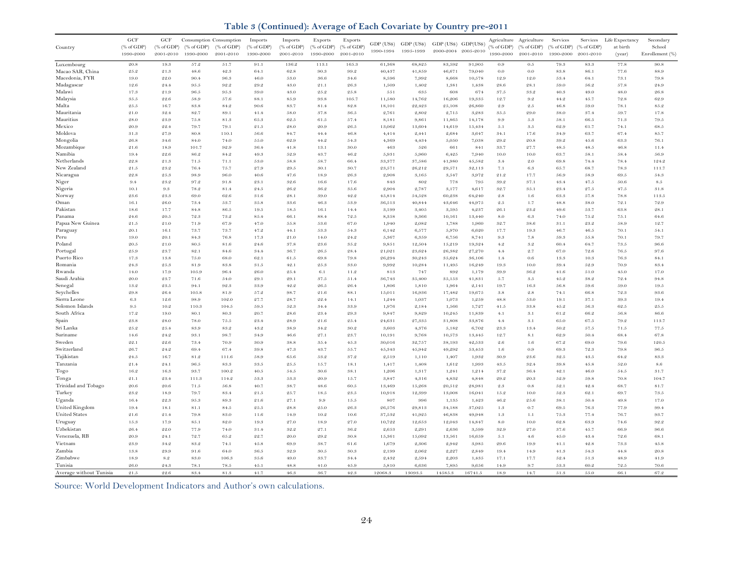## Table 3 (Continued): Average of Each Covariate by Country pre-2011

| Country | GCF (% of GDP) 1990-2000 | GCF (% of GDP) 2001-2010 | Consumption (% of GDP) 1990-2000 | Consumption (% of GDP) 2001-2010 | Imports (% of GDP) 1990-2000 | Imports (% of GDP) 2001-2010 | Exports (% of GDP) 1990-2000 | Exports (% of GDP) 2001-2010 | GDP (US$) 1990-1994 | GDP (US$) 1995-1999 | GDP (US$) 2000-2004 | GDP(US$) 2005-2010 | Agriculture (% of GDP) 1990-2000 | Agriculture (% of GDP) 2001-2010 | Services (% of GDP) 1990-2000 | Services (% of GDP) 2001-2010 | Life Expectancy at birth (year) | Secondary School Enrollment (%) |
|---|---|---|---|---|---|---|---|---|---|---|---|---|---|---|---|---|---|---|
| Luxembourg | 20.8 | 19.3 | 57.2 | 51.7 | 91.1 | 136.2 | 113.1 | 165.3 | 61,368 | 68,825 | 83,592 | 91,905 | 0.9 | 0.5 | 79.3 | 83.3 | 77.8 | 90.8 |
| Macao SAR, China | 25.2 | 21.3 | 48.6 | 42.3 | 64.1 | 62.8 | 90.3 | 99.2 | 40,437 | 41,859 | 46,671 | 79,040 | 0.0 | 0.0 | 83.8 | 86.1 | 77.6 | 88.9 |
| Macedonia, FYR | 19.0 | 22.0 | 90.4 | 96.3 | 46.0 | 53.0 | 36.6 | 34.6 | 8,596 | 7,992 | 8,668 | 10,578 | 12.9 | 12.0 | 53.4 | 64.1 | 73.1 | 79.8 |
| Madagascar | 12.6 | 24.4 | 95.5 | 92.2 | 29.2 | 43.0 | 21.1 | 26.3 | 1,509 | 1,402 | 1,381 | 1,438 | 28.6 | 28.1 | 59.0 | 56.2 | 57.8 | 24.9 |
| Malawi | 17.3 | 21.9 | 96.5 | 95.3 | 39.0 | 43.0 | 25.2 | 25.8 | 551 | 635 | 608 | 674 | 37.5 | 33.2 | 40.3 | 49.0 | 48.0 | 26.8 |
| Malaysia | 35.5 | 22.6 | 58.9 | 57.6 | 88.1 | 85.9 | 93.8 | 105.7 | 11,580 | 14,762 | 16,206 | 19,335 | 12.7 | 9.2 | 44.2 | 45.7 | 72.8 | 62.9 |
| Malta | 25.5 | 16.7 | 83.8 | 84.2 | 90.6 | 83.7 | 81.4 | 82.8 | 18,101 | 22,423 | 25,108 | 26,860 | 2.9 | 2.5 | 46.8 | 59.0 | 78.1 | 85.2 |
| Mauritania | 21.0 | 32.4 | 82.7 | 89.1 | 41.4 | 58.0 | 37.8 | 36.5 | 2,761 | 2,802 | 2,715 | 3,283 | 35.5 | 29.0 | 38.0 | 37.4 | 59.7 | 17.8 |
| Mauritius | 28.0 | 23.9 | 75.8 | 81.3 | 65.3 | 62.5 | 61.5 | 57.4 | 8,181 | 9,861 | 11,865 | 14,178 | 9.9 | 5.3 | 58.1 | 66.5 | 71.3 | 79.5 |
| Mexico | 20.9 | 22.4 | 79.7 | 79.1 | 21.5 | 28.0 | 20.9 | 26.5 | 13,062 | 13,604 | 14,619 | 15,434 | 5.1 | 3.5 | 62.9 | 61.7 | 74.1 | 68.5 |
| Moldova | 31.3 | 27.9 | 80.8 | 110.1 | 56.6 | 84.7 | 44.4 | 46.8 | 4,414 | 2,441 | 2,684 | 3,647 | 34.1 | 17.6 | 34.9 | 63.7 | 67.4 | 85.7 |
| Mongolia | 26.8 | 34.6 | 84.0 | 74.0 | 55.0 | 62.9 | 44.2 | 54.3 | 4,369 | 4,434 | 5,050 | 7,038 | 29.2 | 20.8 | 39.2 | 45.6 | 63.3 | 76.1 |
| Mozambique | 21.6 | 18.9 | 101.7 | 92.9 | 36.4 | 41.8 | 13.1 | 30.0 | 463 | 526 | 661 | 841 | 33.7 | 27.7 | 48.5 | 48.5 | 46.8 | 11.4 |
| Namibia | 19.4 | 22.6 | 86.2 | 84.2 | 49.3 | 52.9 | 43.7 | 46.2 | 5,931 | 5,960 | 6,425 | 7,940 | 10.0 | 10.0 | 63.7 | 58.1 | 58.4 | 56.9 |
| Netherlands | 22.8 | 21.3 | 71.5 | 71.1 | 53.0 | 58.8 | 58.7 | 66.4 | 33,377 | 37,586 | 41,980 | 45,582 | 3.4 | 2.0 | 69.8 | 74.4 | 78.4 | 124.2 |
| New Zealand | 21.5 | 23.2 | 76.4 | 75.7 | 27.9 | 29.5 | 30.1 | 30.7 | 23,571 | 26,212 | 29,571 | 32,113 | 7.1 | 6.3 | 65.7 | 68.7 | 78.3 | 111.7 |
| Nicaragua | 22.8 | 25.3 | 98.9 | 96.0 | 40.6 | 47.6 | 18.9 | 26.3 | 2,908 | 3,165 | 3,547 | 3,972 | 21.2 | 17.7 | 56.9 | 58.9 | 69.5 | 54.3 |
| Niger | 9.4 | 23.2 | 97.2 | 91.8 | 23.1 | 32.6 | 16.6 | 17.6 | 843 | 802 | 778 | 795 | 39.2 | 37.1 | 43.4 | 47.5 | 50.6 | 8.5 |
| Nigeria | 10.1 | 9.3 | 78.2 | 81.4 | 24.5 | 26.2 | 36.2 | 35.6 | 2,904 | 2,787 | 3,177 | 4,617 | 32.7 | 35.1 | 23.4 | 27.5 | 47.5 | 31.8 |
| Norway | 23.6 | 23.3 | 69.0 | 62.6 | 31.6 | 28.1 | 39.0 | 42.2 | 45,814 | 54,528 | 60,238 | 64,240 | 2.8 | 1.6 | 63.3 | 57.8 | 78.8 | 113.5 |
| Oman | 16.1 | 26.0 | 73.4 | 53.7 | 35.8 | 33.6 | 46.3 | 53.9 | 36,513 | 40,844 | 43,646 | 44,975 | 2.5 | 1.7 | 48.8 | 38.0 | 72.1 | 72.9 |
| Pakistan | 18.6 | 17.7 | 84.8 | 86.5 | 19.5 | 18.5 | 16.1 | 14.4 | 3,199 | 3,405 | 3,595 | 4,237 | 26.1 | 23.2 | 49.6 | 53.7 | 63.8 | 28.1 |
| Panama | 24.6 | 20.5 | 72.3 | 73.2 | 85.4 | 66.1 | 88.4 | 72.5 | 8,358 | 9,366 | 10,161 | 13,440 | 8.0 | 6.3 | 74.0 | 75.2 | 75.1 | 64.6 |
| Papua New Guinea | 21.5 | 21.0 | 71.9 | 67.9 | 47.0 | 55.8 | 53.6 | 67.0 | 1,940 | 2,082 | 1,788 | 1,960 | 32.7 | 38.6 | 31.1 | 23.2 | 58.9 | 12.7 |
| Paraguay | 20.1 | 16.1 | 73.7 | 73.7 | 47.2 | 44.1 | 53.3 | 54.3 | 6,142 | 6,577 | 5,970 | 6,620 | 17.7 | 19.3 | 46.7 | 46.5 | 70.1 | 54.1 |
| Peru | 19.0 | 20.1 | 84.3 | 76.8 | 17.3 | 21.0 | 14.0 | 24.2 | 5,367 | 6,359 | 6,756 | 8,741 | 9.3 | 7.8 | 59.3 | 55.8 | 70.1 | 79.7 |
| Poland | 20.5 | 21.0 | 80.5 | 81.6 | 24.6 | 37.8 | 23.6 | 35.2 | 9,851 | 12,504 | 15,219 | 19,324 | 4.2 | 3.2 | 60.4 | 64.7 | 73.5 | 96.6 |
| Portugal | 25.9 | 23.7 | 82.1 | 84.6 | 34.4 | 36.7 | 26.5 | 28.4 | 21,021 | 23,624 | 26,382 | 27,270 | 4.4 | 2.7 | 67.0 | 72.6 | 76.5 | 97.6 |
| Puerto Rico | 17.3 | 13.8 | 75.0 | 68.0 | 62.1 | 61.5 | 69.8 | 79.8 | 26,294 | 30,243 | 35,624 | 36,106 | 1.4 | 0.6 | 13.3 | 10.3 | 76.3 | 84.1 |
| Romania | 24.3 | 25.3 | 81.9 | 83.8 | 31.5 | 42.1 | 25.3 | 33.0 | 9,992 | 10,284 | 11,495 | 16,249 | 19.3 | 10.0 | 39.4 | 52.9 | 70.9 | 83.4 |
| Rwanda | 14.0 | 17.9 | 105.9 | 96.4 | 26.0 | 25.4 | 6.1 | 11.2 | 813 | 747 | 892 | 1,179 | 39.9 | 36.2 | 41.6 | 51.0 | 45.0 | 17.0 |
| Saudi Arabia | 20.0 | 23.7 | 71.6 | 54.0 | 29.1 | 29.1 | 37.5 | 51.4 | 36,743 | 35,400 | 35,153 | 41,831 | 5.7 | 3.5 | 45.2 | 38.2 | 72.4 | 94.8 |
| Senegal | 13.2 | 23.5 | 94.1 | 92.3 | 33.9 | 42.2 | 26.5 | 26.4 | 1,806 | 1,810 | 1,964 | 2,141 | 19.7 | 16.3 | 56.8 | 59.6 | 59.0 | 19.5 |
| Seychelles | 29.8 | 26.4 | 105.8 | 81.9 | 57.2 | 98.7 | 21.6 | 88.1 | 15,011 | 16,936 | 17,482 | 19,675 | 3.8 | 2.8 | 74.1 | 66.8 | 72.3 | 93.6 |
| Sierra Leone | 6.3 | 12.6 | 98.9 | 102.0 | 27.7 | 28.7 | 22.4 | 14.1 | 1,244 | 1,037 | 1,073 | 1,259 | 48.8 | 53.0 | 19.1 | 37.1 | 39.3 | 19.4 |
| Solomon Islands | 9.5 | 10.2 | 110.3 | 104.5 | 59.5 | 52.3 | 34.4 | 33.9 | 1,976 | 2,184 | 1,566 | 1,727 | 41.5 | 33.8 | 45.2 | 56.3 | 62.5 | 25.5 |
| South Africa | 17.2 | 19.0 | 80.1 | 80.3 | 20.7 | 28.6 | 23.4 | 29.3 | 9,847 | 9,829 | 10,245 | 11,839 | 4.1 | 3.1 | 61.2 | 66.2 | 56.8 | 86.6 |
| Spain | 23.8 | 28.0 | 78.0 | 75.5 | 23.4 | 28.9 | 21.6 | 25.4 | 24,631 | 27,335 | 31,808 | 33,876 | 4.4 | 3.1 | 65.0 | 67.5 | 79.2 | 113.7 |
| Sri Lanka | 25.2 | 25.4 | 83.9 | 83.2 | 43.2 | 38.9 | 34.2 | 30.2 | 3,603 | 4,376 | 5,182 | 6,702 | 23.3 | 13.4 | 50.2 | 57.5 | 71.5 | 77.5 |
| Suriname | 14.6 | 24.2 | 93.1 | 98.7 | 34.9 | 46.6 | 27.1 | 23.7 | 10,191 | 9,768 | 10,573 | 13,445 | 12.7 | 8.1 | 62.9 | 50.4 | 68.4 | 67.8 |
| Sweden | 22.1 | 22.6 | 73.4 | 70.9 | 30.9 | 38.8 | 35.4 | 45.3 | 30,016 | 32,757 | 38,193 | 42,533 | 2.6 | 1.6 | 67.2 | 69.0 | 79.6 | 120.5 |
| Switzerland | 26.7 | 24.2 | 69.4 | 67.4 | 39.8 | 47.3 | 43.7 | 55.7 | 45,343 | 45,942 | 49,292 | 53,453 | 1.6 | 0.9 | 69.3 | 72.3 | 79.8 | 96.5 |
| Tajikistan | 24.5 | 16.7 | 81.2 | 111.6 | 58.9 | 65.6 | 53.2 | 37.2 | 2,519 | 1,110 | 1,407 | 1,932 | 30.9 | 23.6 | 32.5 | 43.5 | 64.2 | 83.3 |
| Tanzania | 21.4 | 24.1 | 96.5 | 83.3 | 33.5 | 25.5 | 15.7 | 18.1 | 1,417 | 1,408 | 1,612 | 1,993 | 43.5 | 32.4 | 39.8 | 45.8 | 52.0 | 8.6 |
| Togo | 16.2 | 16.3 | 93.7 | 100.2 | 40.5 | 54.5 | 30.6 | 38.1 | 1,206 | 1,317 | 1,241 | 1,214 | 37.2 | 36.4 | 42.1 | 46.0 | 54.5 | 31.7 |
| Tonga | 21.1 | 23.4 | 111.3 | 114.2 | 53.3 | 53.3 | 20.9 | 15.7 | 3,847 | 4,316 | 4,832 | 4,848 | 29.2 | 20.3 | 52.9 | 59.8 | 70.8 | 104.7 |
| Trinidad and Tobago | 20.6 | 20.6 | 71.5 | 56.8 | 40.7 | 38.7 | 48.6 | 60.5 | 13,469 | 15,268 | 20,512 | 28,981 | 2.3 | 0.8 | 52.1 | 42.4 | 68.7 | 81.7 |
| Turkey | 23.2 | 18.9 | 79.7 | 83.4 | 21.5 | 25.7 | 18.5 | 23.5 | 10,918 | 12,399 | 13,008 | 16,041 | 15.2 | 10.0 | 52.3 | 62.1 | 69.7 | 73.5 |
| Uganda | 16.4 | 22.3 | 95.3 | 89.3 | 21.6 | 27.1 | 9.9 | 15.5 | 807 | 996 | 1,135 | 1,423 | 46.2 | 25.6 | 38.1 | 50.4 | 49.8 | 17.0 |
| United Kingdom | 19.4 | 18.1 | 81.1 | 84.5 | 25.5 | 28.8 | 25.0 | 26.3 | 26,576 | 29,813 | 34,188 | 37,025 | 1.3 | 0.7 | 69.5 | 76.3 | 77.9 | 99.4 |
| United States | 21.6 | 21.4 | 79.8 | 83.0 | 11.6 | 14.9 | 10.2 | 10.6 | 37,532 | 41,925 | 46,838 | 49,948 | 1.3 | 1.1 | 75.3 | 77.4 | 76.7 | 93.7 |
| Uruguay | 15.3 | 17.9 | 85.1 | 82.0 | 19.3 | 27.0 | 18.9 | 27.0 | 10,722 | 12,653 | 12,043 | 14,847 | 8.0 | 10.0 | 62.8 | 63.9 | 74.6 | 92.2 |
| Uzbekistan | 26.4 | 22.0 | 77.9 | 74.0 | 31.4 | 32.2 | 27.1 | 36.2 | 2,653 | 2,291 | 2,636 | 3,599 | 32.9 | 27.0 | 37.6 | 45.7 | 66.9 | 96.6 |
| Venezuela, RB | 20.9 | 24.1 | 72.7 | 65.2 | 22.7 | 20.0 | 29.2 | 30.8 | 15,361 | 15,092 | 13,561 | 16,659 | 5.1 | 4.6 | 45.0 | 43.4 | 72.6 | 68.1 |
| Vietnam | 23.9 | 34.2 | 83.2 | 74.1 | 45.8 | 69.9 | 38.7 | 61.6 | 1,679 | 2,306 | 2,942 | 3,985 | 29.6 | 19.9 | 41.1 | 42.8 | 73.3 | 45.8 |
| Zambia | 13.8 | 29.9 | 91.6 | 64.0 | 36.5 | 32.9 | 30.5 | 30.3 | 2,199 | 2,062 | 2,227 | 2,849 | 19.4 | 14.9 | 41.3 | 54.3 | 44.8 | 20.8 |
| Zimbabwe | 18.9 | 8.2 | 83.0 | 106.3 | 35.6 | 49.0 | 33.7 | 34.4 | 2,432 | 2,594 | 2,203 | 1,435 | 17.1 | 17.7 | 52.4 | 51.3 | 48.9 | 41.9 |
| Tunisia | 26.0 | 24.3 | 78.1 | 78.5 | 45.1 | 48.8 | 41.0 | 45.9 | 5,810 | 6,636 | 7,895 | 9,656 | 14.9 | 9.7 | 53.3 | 60.2 | 72.5 | 70.6 |
| Average without Tunisia | 21.5 | 22.6 | 83.4 | 81.3 | 41.7 | 46.3 | 36.7 | 42.3 | 12068.3 | 13093.5 | 14585.3 | 16741.5 | 18.9 | 14.7 | 51.3 | 55.0 | 66.1 | 67.2 |

Source: World Development Indicators and Author's own calculations.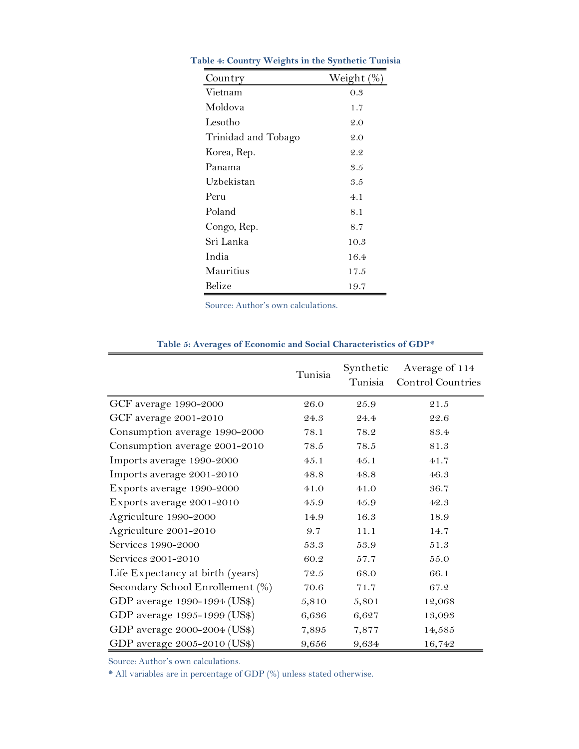**Table 4: Country Weights in the Synthetic Tunisia**

| Country | Weight (%) |
|---|---|
| Vietnam | 0.3 |
| Moldova | 1.7 |
| Lesotho | 2.0 |
| Trinidad and Tobago | 2.0 |
| Korea, Rep. | 2.2 |
| Panama | 3.5 |
| Uzbekistan | 3.5 |
| Peru | 4.1 |
| Poland | 8.1 |
| Congo, Rep. | 8.7 |
| Sri Lanka | 10.3 |
| India | 16.4 |
| Mauritius | 17.5 |
| Belize | 19.7 |

Source: Author's own calculations.

**Table 5: Averages of Economic and Social Characteristics of GDP***

| | Tunisia | Synthetic Tunisia | Average of 114 Control Countries |
|---|---|---|---|
| GCF average 1990-2000 | 26.0 | 25.9 | 21.5 |
| GCF average 2001-2010 | 24.3 | 24.4 | 22.6 |
| Consumption average 1990-2000 | 78.1 | 78.2 | 83.4 |
| Consumption average 2001-2010 | 78.5 | 78.5 | 81.3 |
| Imports average 1990-2000 | 45.1 | 45.1 | 41.7 |
| Imports average 2001-2010 | 48.8 | 48.8 | 46.3 |
| Exports average 1990-2000 | 41.0 | 41.0 | 36.7 |
| Exports average 2001-2010 | 45.9 | 45.9 | 42.3 |
| Agriculture 1990-2000 | 14.9 | 16.3 | 18.9 |
| Agriculture 2001-2010 | 9.7 | 11.1 | 14.7 |
| Services 1990-2000 | 53.3 | 53.9 | 51.3 |
| Services 2001-2010 | 60.2 | 57.7 | 55.0 |
| Life Expectancy at birth (years) | 72.5 | 68.0 | 66.1 |
| Secondary School Enrollement (%) | 70.6 | 71.7 | 67.2 |
| GDP average 1990-1994 (US$) | 5,810 | 5,801 | 12,068 |
| GDP average 1995-1999 (US$) | 6,636 | 6,627 | 13,093 |
| GDP average 2000-2004 (US$) | 7,895 | 7,877 | 14,585 |
| GDP average 2005-2010 (US$) | 9,656 | 9,634 | 16,742 |

Source: Author's own calculations.

* All variables are in percentage of GDP (%) unless stated otherwise.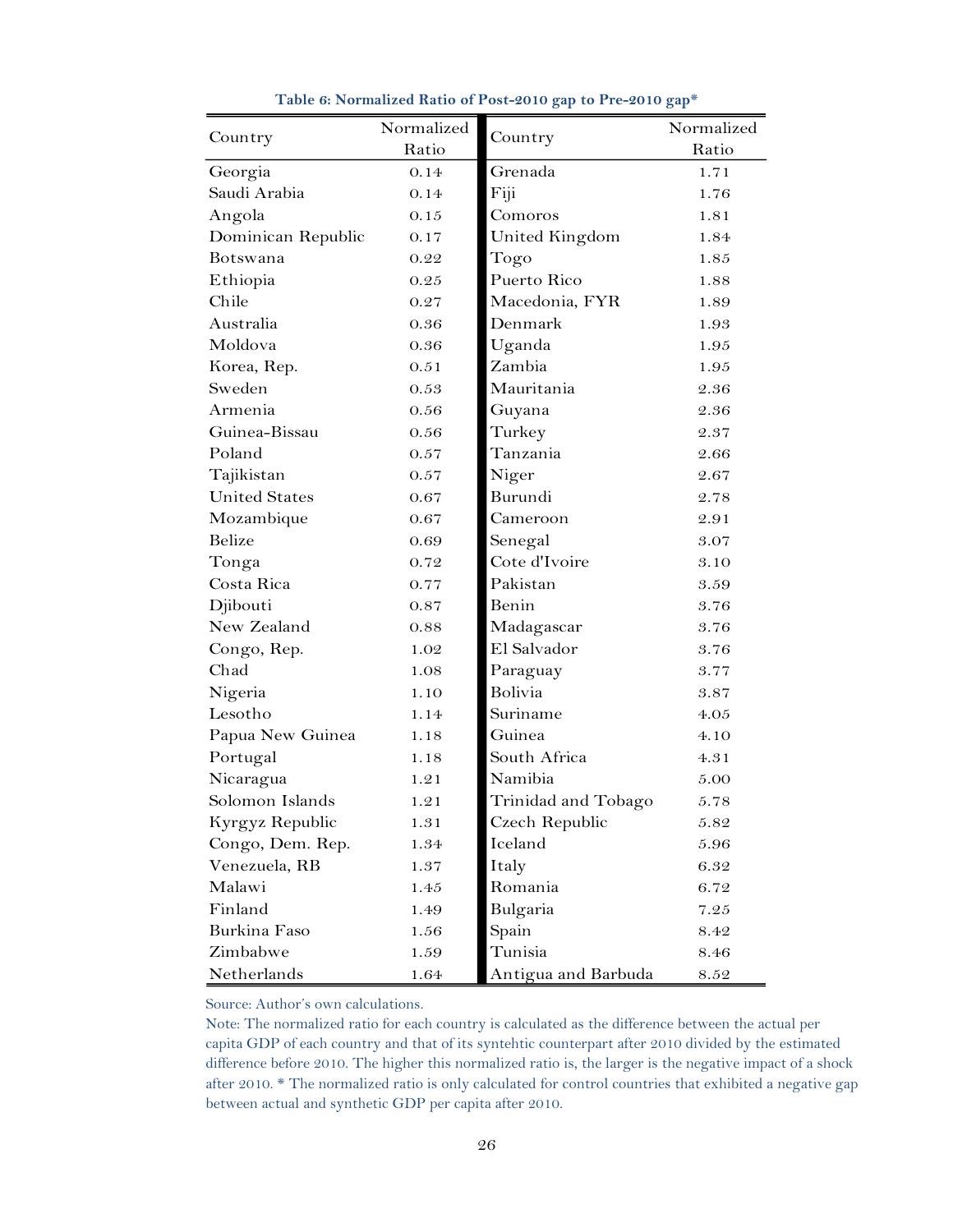**Table 6: Normalized Ratio of Post-2010 gap to Pre-2010 gap***

| Country | Normalized Ratio | Country | Normalized Ratio |
|---|---|---|---|
| Georgia | 0.14 | Grenada | 1.71 |
| Saudi Arabia | 0.14 | Fiji | 1.76 |
| Angola | 0.15 | Comoros | 1.81 |
| Dominican Republic | 0.17 | United Kingdom | 1.84 |
| Botswana | 0.22 | Togo | 1.85 |
| Ethiopia | 0.25 | Puerto Rico | 1.88 |
| Chile | 0.27 | Macedonia, FYR | 1.89 |
| Australia | 0.36 | Denmark | 1.93 |
| Moldova | 0.36 | Uganda | 1.95 |
| Korea, Rep. | 0.51 | Zambia | 1.95 |
| Sweden | 0.53 | Mauritania | 2.36 |
| Armenia | 0.56 | Guyana | 2.36 |
| Guinea-Bissau | 0.56 | Turkey | 2.37 |
| Poland | 0.57 | Tanzania | 2.66 |
| Tajikistan | 0.57 | Niger | 2.67 |
| United States | 0.67 | Burundi | 2.78 |
| Mozambique | 0.67 | Cameroon | 2.91 |
| Belize | 0.69 | Senegal | 3.07 |
| Tonga | 0.72 | Cote d'Ivoire | 3.10 |
| Costa Rica | 0.77 | Pakistan | 3.59 |
| Djibouti | 0.87 | Benin | 3.76 |
| New Zealand | 0.88 | Madagascar | 3.76 |
| Congo, Rep. | 1.02 | El Salvador | 3.76 |
| Chad | 1.08 | Paraguay | 3.77 |
| Nigeria | 1.10 | Bolivia | 3.87 |
| Lesotho | 1.14 | Suriname | 4.05 |
| Papua New Guinea | 1.18 | Guinea | 4.10 |
| Portugal | 1.18 | South Africa | 4.31 |
| Nicaragua | 1.21 | Namibia | 5.00 |
| Solomon Islands | 1.21 | Trinidad and Tobago | 5.78 |
| Kyrgyz Republic | 1.31 | Czech Republic | 5.82 |
| Congo, Dem. Rep. | 1.34 | Iceland | 5.96 |
| Venezuela, RB | 1.37 | Italy | 6.32 |
| Malawi | 1.45 | Romania | 6.72 |
| Finland | 1.49 | Bulgaria | 7.25 |
| Burkina Faso | 1.56 | Spain | 8.42 |
| Zimbabwe | 1.59 | Tunisia | 8.46 |
| Netherlands | 1.64 | Antigua and Barbuda | 8.52 |

Source: Author's own calculations.

Note: The normalized ratio for each country is calculated as the difference between the actual per capita GDP of each country and that of its syntehtic counterpart after 2010 divided by the estimated difference before 2010. The higher this normalized ratio is, the larger is the negative impact of a shock after 2010. * The normalized ratio is only calculated for control countries that exhibited a negative gap between actual and synthetic GDP per capita after 2010.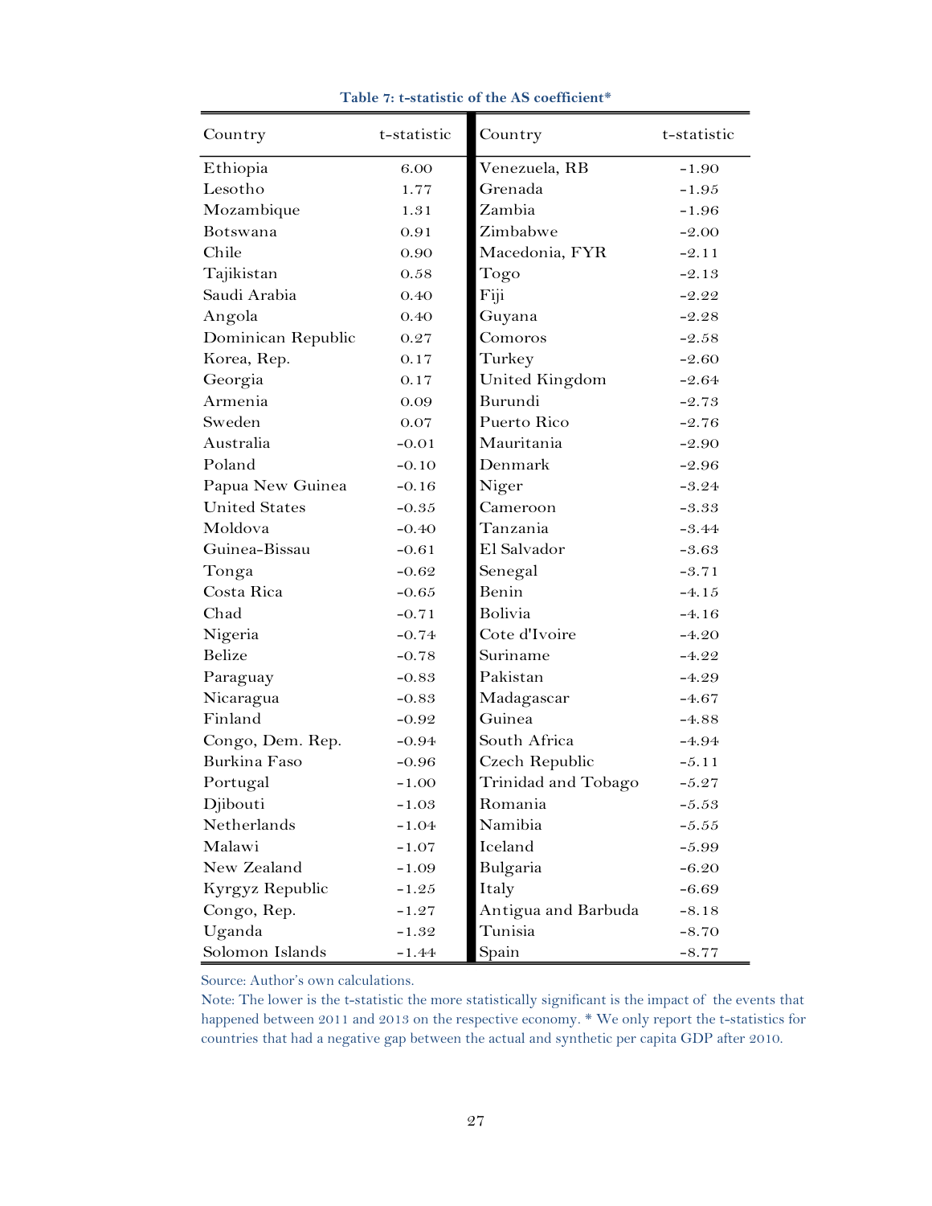**Table 7: t-statistic of the AS coefficient***

| Country | t-statistic | Country | t-statistic |
|---|---|---|---|
| Ethiopia | 6.00 | Venezuela, RB | -1.90 |
| Lesotho | 1.77 | Grenada | -1.95 |
| Mozambique | 1.31 | Zambia | -1.96 |
| Botswana | 0.91 | Zimbabwe | -2.00 |
| Chile | 0.90 | Macedonia, FYR | -2.11 |
| Tajikistan | 0.58 | Togo | -2.13 |
| Saudi Arabia | 0.40 | Fiji | -2.22 |
| Angola | 0.40 | Guyana | -2.28 |
| Dominican Republic | 0.27 | Comoros | -2.58 |
| Korea, Rep. | 0.17 | Turkey | -2.60 |
| Georgia | 0.17 | United Kingdom | -2.64 |
| Armenia | 0.09 | Burundi | -2.73 |
| Sweden | 0.07 | Puerto Rico | -2.76 |
| Australia | -0.01 | Mauritania | -2.90 |
| Poland | -0.10 | Denmark | -2.96 |
| Papua New Guinea | -0.16 | Niger | -3.24 |
| United States | -0.35 | Cameroon | -3.33 |
| Moldova | -0.40 | Tanzania | -3.44 |
| Guinea-Bissau | -0.61 | El Salvador | -3.63 |
| Tonga | -0.62 | Senegal | -3.71 |
| Costa Rica | -0.65 | Benin | -4.15 |
| Chad | -0.71 | Bolivia | -4.16 |
| Nigeria | -0.74 | Cote d'Ivoire | -4.20 |
| Belize | -0.78 | Suriname | -4.22 |
| Paraguay | -0.83 | Pakistan | -4.29 |
| Nicaragua | -0.83 | Madagascar | -4.67 |
| Finland | -0.92 | Guinea | -4.88 |
| Congo, Dem. Rep. | -0.94 | South Africa | -4.94 |
| Burkina Faso | -0.96 | Czech Republic | -5.11 |
| Portugal | -1.00 | Trinidad and Tobago | -5.27 |
| Djibouti | -1.03 | Romania | -5.53 |
| Netherlands | -1.04 | Namibia | -5.55 |
| Malawi | -1.07 | Iceland | -5.99 |
| New Zealand | -1.09 | Bulgaria | -6.20 |
| Kyrgyz Republic | -1.25 | Italy | -6.69 |
| Congo, Rep. | -1.27 | Antigua and Barbuda | -8.18 |
| Uganda | -1.32 | Tunisia | -8.70 |
| Solomon Islands | -1.44 | Spain | -8.77 |

Source: Author's own calculations.

Note: The lower is the t-statistic the more statistically significant is the impact of the events that happened between 2011 and 2013 on the respective economy. * We only report the t-statistics for countries that had a negative gap between the actual and synthetic per capita GDP after 2010.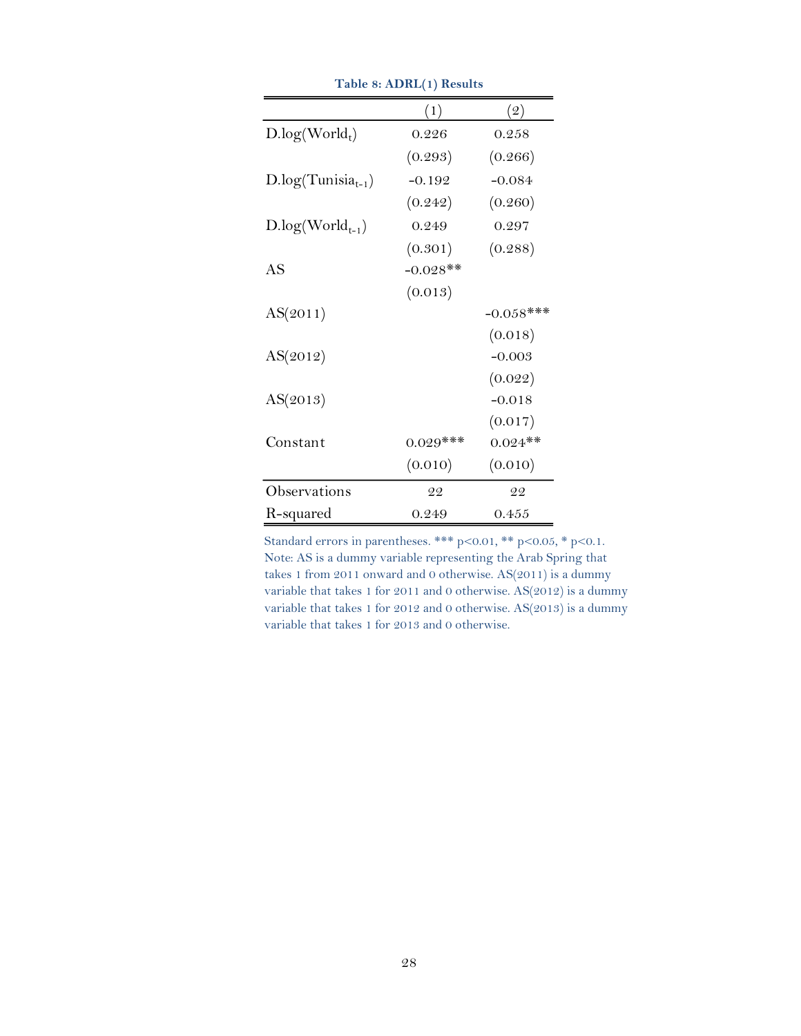**Table 8: ADRL(1) Results**

| | (1) | (2) |
|---|---|---|
| D.log($World_t$) | 0.226 | 0.258 |
| | (0.293) | (0.266) |
| D.log($Tunisia_{t-1}$) | -0.192 | -0.084 |
| | (0.242) | (0.260) |
| D.log($World_{t-1}$) | 0.249 | 0.297 |
| | (0.301) | (0.288) |
| AS | -0.028** | |
| | (0.013) | |
| AS(2011) | | -0.058*** |
| | | (0.018) |
| AS(2012) | | -0.003 |
| | | (0.022) |
| AS(2013) | | -0.018 |
| | | (0.017) |
| Constant | 0.029*** | 0.024** |
| | (0.010) | (0.010) |
| Observations | 22 | 22 |
| R-squared | 0.249 | 0.455 |

Standard errors in parentheses. *** p<0.01, ** p<0.05, * p<0.1.
Note: AS is a dummy variable representing the Arab Spring that takes 1 from 2011 onward and 0 otherwise. AS(2011) is a dummy variable that takes 1 for 2011 and 0 otherwise. AS(2012) is a dummy variable that takes 1 for 2012 and 0 otherwise. AS(2013) is a dummy variable that takes 1 for 2013 and 0 otherwise.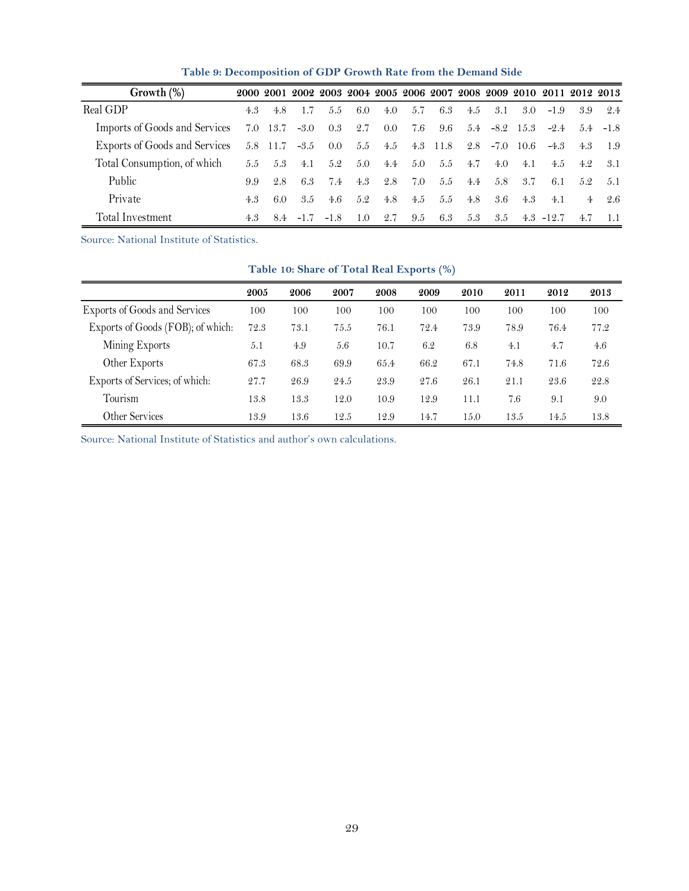**Table 9: Decomposition of GDP Growth Rate from the Demand Side**

| Growth (%) | 2000 | 2001 | 2002 | 2003 | 2004 | 2005 | 2006 | 2007 | 2008 | 2009 | 2010 | 2011 | 2012 | 2013 |
|---|---|---|---|---|---|---|---|---|---|---|---|---|---|---|
| Real GDP | 4.3 | 4.8 | 1.7 | 5.5 | 6.0 | 4.0 | 5.7 | 6.3 | 4.5 | 3.1 | 3.0 | -1.9 | 3.9 | 2.4 |
| Imports of Goods and Services | 7.0 | 13.7 | -3.0 | 0.3 | 2.7 | 0.0 | 7.6 | 9.6 | 5.4 | -8.2 | 15.3 | -2.4 | 5.4 | -1.8 |
| Exports of Goods and Services | 5.8 | 11.7 | -3.5 | 0.0 | 5.5 | 4.5 | 4.3 | 11.8 | 2.8 | -7.0 | 10.6 | -4.3 | 4.3 | 1.9 |
| Total Consumption, of which | 5.5 | 5.3 | 4.1 | 5.2 | 5.0 | 4.4 | 5.0 | 5.5 | 4.7 | 4.0 | 4.1 | 4.5 | 4.2 | 3.1 |
| Public | 9.9 | 2.8 | 6.3 | 7.4 | 4.3 | 2.8 | 7.0 | 5.5 | 4.4 | 5.8 | 3.7 | 6.1 | 5.2 | 5.1 |
| Private | 4.3 | 6.0 | 3.5 | 4.6 | 5.2 | 4.8 | 4.5 | 5.5 | 4.8 | 3.6 | 4.3 | 4.1 | 4 | 2.6 |
| Total Investment | 4.3 | 8.4 | -1.7 | -1.8 | 1.0 | 2.7 | 9.5 | 6.3 | 5.3 | 3.5 | 4.3 | -12.7 | 4.7 | 1.1 |

Source: National Institute of Statistics.

**Table 10: Share of Total Real Exports (%)**

| | 2005 | 2006 | 2007 | 2008 | 2009 | 2010 | 2011 | 2012 | 2013 |
|---|---|---|---|---|---|---|---|---|---|
| Exports of Goods and Services | 100 | 100 | 100 | 100 | 100 | 100 | 100 | 100 | 100 |
| Exports of Goods (FOB); of which: | 72.3 | 73.1 | 75.5 | 76.1 | 72.4 | 73.9 | 78.9 | 76.4 | 77.2 |
| Mining Exports | 5.1 | 4.9 | 5.6 | 10.7 | 6.2 | 6.8 | 4.1 | 4.7 | 4.6 |
| Other Exports | 67.3 | 68.3 | 69.9 | 65.4 | 66.2 | 67.1 | 74.8 | 71.6 | 72.6 |
| Exports of Services; of which: | 27.7 | 26.9 | 24.5 | 23.9 | 27.6 | 26.1 | 21.1 | 23.6 | 22.8 |
| Tourism | 13.8 | 13.3 | 12.0 | 10.9 | 12.9 | 11.1 | 7.6 | 9.1 | 9.0 |
| Other Services | 13.9 | 13.6 | 12.5 | 12.9 | 14.7 | 15.0 | 13.5 | 14.5 | 13.8 |

Source: National Institute of Statistics and author's own calculations.